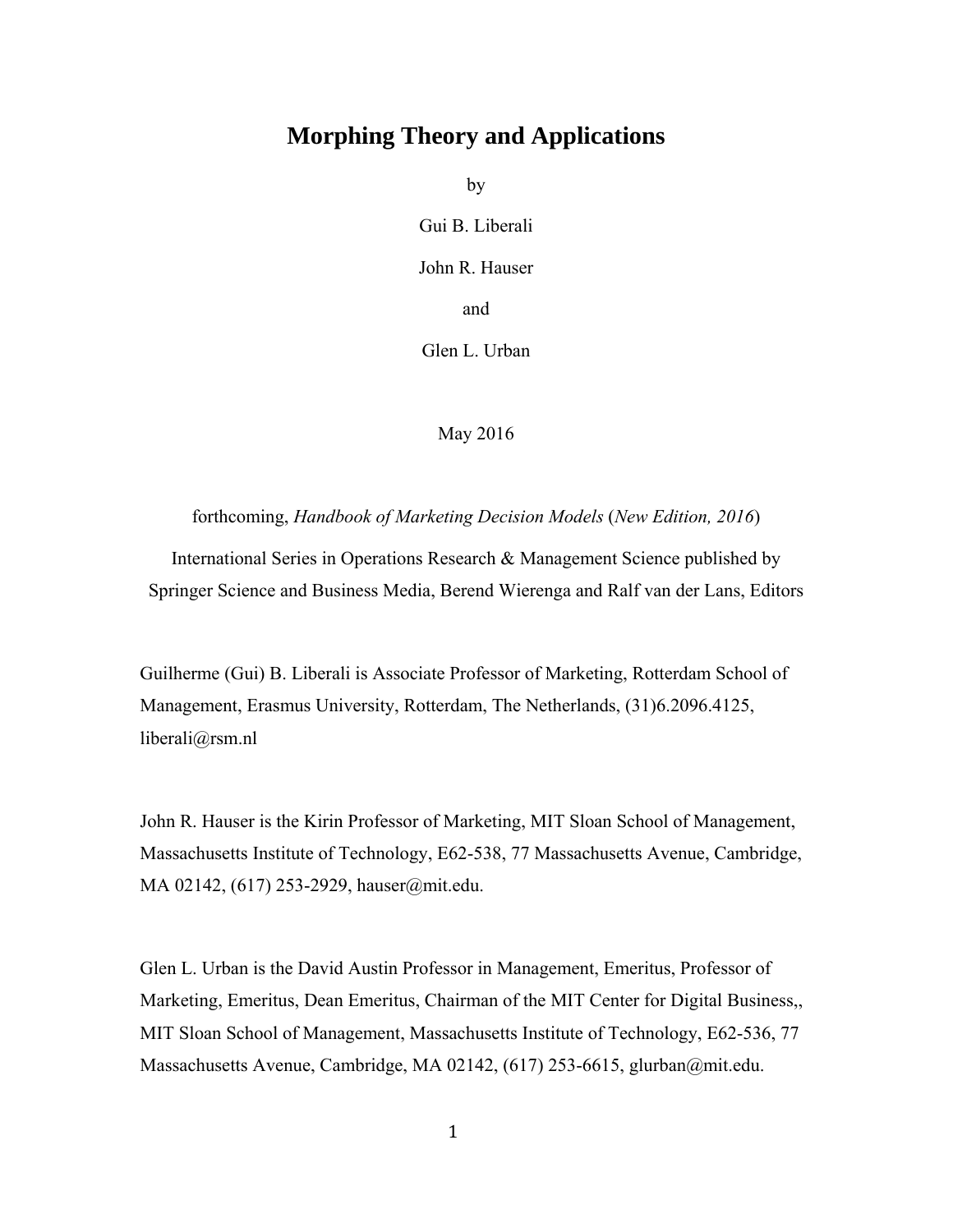# Morphing Theory and Applications

by

Gui B. Liberali

John R. Hauser

and

Glen L. Urban

May 2016

forthcoming, *Handbook of Marketing Decision Models* (*New Edition, 2016*)

International Series in Operations Research & Management Science published by Springer Science and Business Media, Berend Wierenga and Ralf van der Lans, Editors

Guilherme (Gui) B. Liberali is Associate Professor of Marketing, Rotterdam School of Management, Erasmus University, Rotterdam, The Netherlands, (31)6.2096.4125, liberali@rsm.nl

John R. Hauser is the Kirin Professor of Marketing, MIT Sloan School of Management, Massachusetts Institute of Technology, E62-538, 77 Massachusetts Avenue, Cambridge, MA 02142, (617) 253-2929, hauser@mit.edu.

Glen L. Urban is the David Austin Professor in Management, Emeritus, Professor of Marketing, Emeritus, Dean Emeritus, Chairman of the MIT Center for Digital Business,, MIT Sloan School of Management, Massachusetts Institute of Technology, E62-536, 77 Massachusetts Avenue, Cambridge, MA 02142, (617) 253-6615, glurban@mit.edu.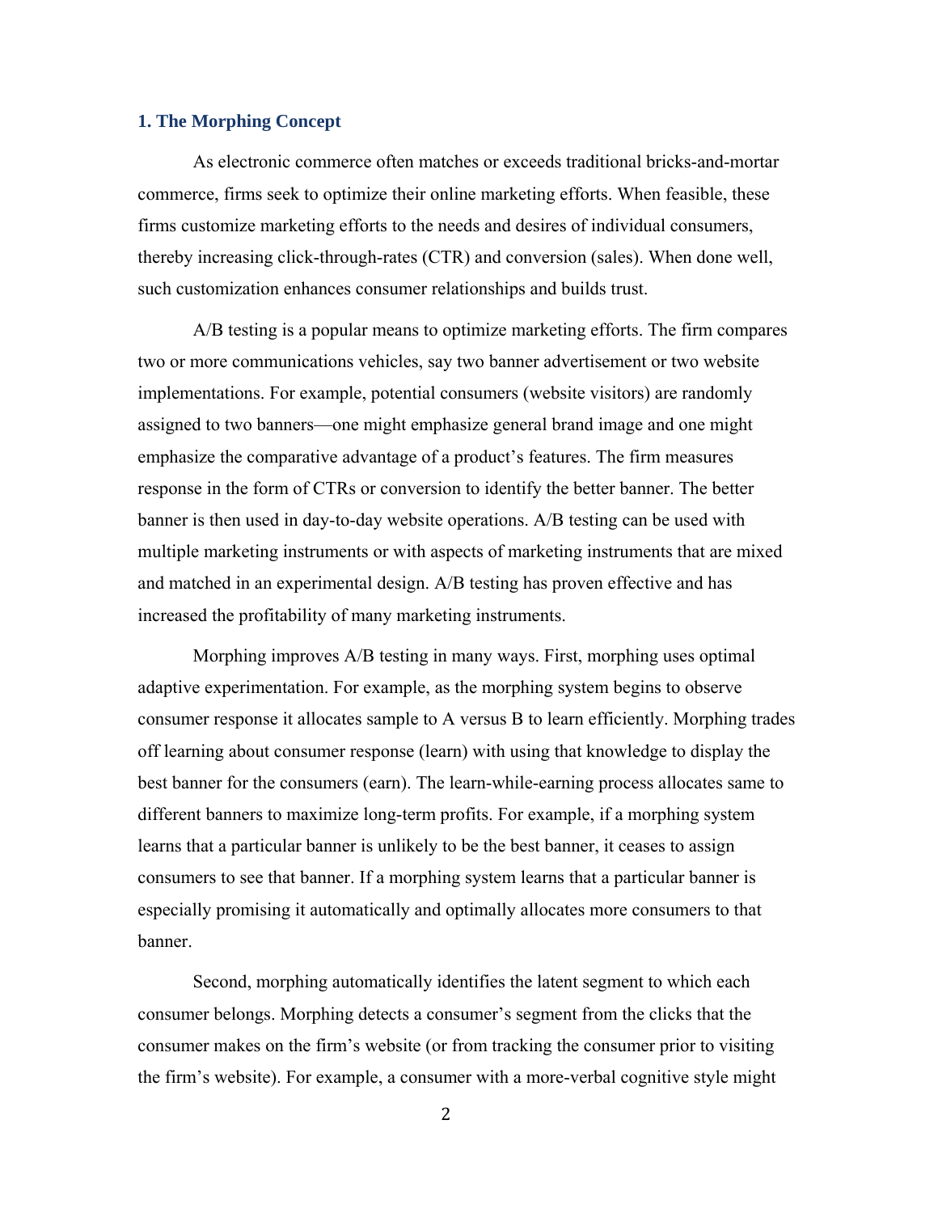## 1. The Morphing Concept

As electronic commerce often matches or exceeds traditional bricks-and-mortar commerce, firms seek to optimize their online marketing efforts. When feasible, these firms customize marketing efforts to the needs and desires of individual consumers, thereby increasing click-through-rates (CTR) and conversion (sales). When done well, such customization enhances consumer relationships and builds trust.

A/B testing is a popular means to optimize marketing efforts. The firm compares two or more communications vehicles, say two banner advertisement or two website implementations. For example, potential consumers (website visitors) are randomly assigned to two banners—one might emphasize general brand image and one might emphasize the comparative advantage of a product's features. The firm measures response in the form of CTRs or conversion to identify the better banner. The better banner is then used in day-to-day website operations. A/B testing can be used with multiple marketing instruments or with aspects of marketing instruments that are mixed and matched in an experimental design. A/B testing has proven effective and has increased the profitability of many marketing instruments.

Morphing improves A/B testing in many ways. First, morphing uses optimal adaptive experimentation. For example, as the morphing system begins to observe consumer response it allocates sample to A versus B to learn efficiently. Morphing trades off learning about consumer response (learn) with using that knowledge to display the best banner for the consumers (earn). The learn-while-earning process allocates same to different banners to maximize long-term profits. For example, if a morphing system learns that a particular banner is unlikely to be the best banner, it ceases to assign consumers to see that banner. If a morphing system learns that a particular banner is especially promising it automatically and optimally allocates more consumers to that banner.

Second, morphing automatically identifies the latent segment to which each consumer belongs. Morphing detects a consumer's segment from the clicks that the consumer makes on the firm's website (or from tracking the consumer prior to visiting the firm's website). For example, a consumer with a more-verbal cognitive style might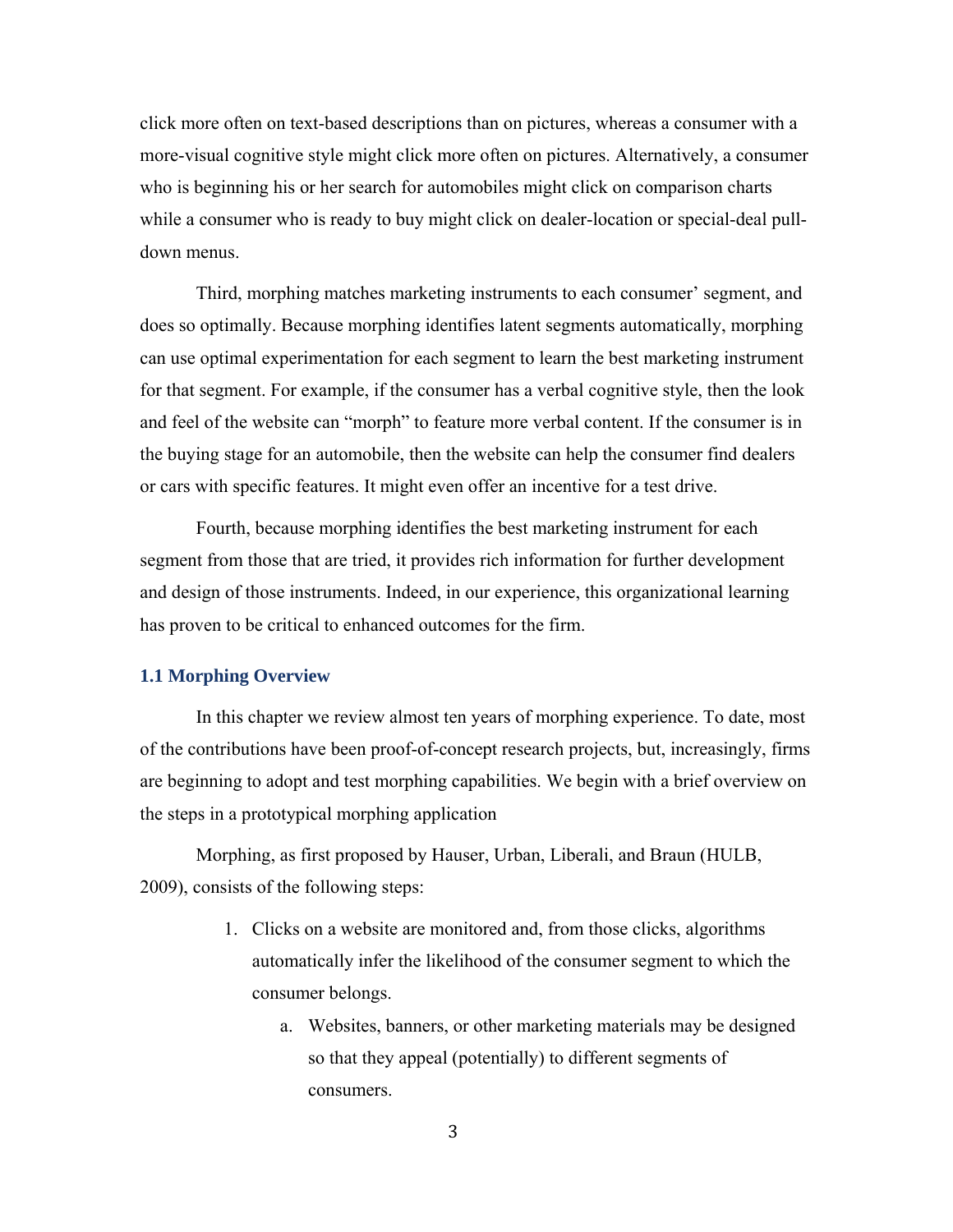click more often on text-based descriptions than on pictures, whereas a consumer with a more-visual cognitive style might click more often on pictures. Alternatively, a consumer who is beginning his or her search for automobiles might click on comparison charts while a consumer who is ready to buy might click on dealer-location or special-deal pull-down menus.

Third, morphing matches marketing instruments to each consumer' segment, and does so optimally. Because morphing identifies latent segments automatically, morphing can use optimal experimentation for each segment to learn the best marketing instrument for that segment. For example, if the consumer has a verbal cognitive style, then the look and feel of the website can "morph" to feature more verbal content. If the consumer is in the buying stage for an automobile, then the website can help the consumer find dealers or cars with specific features. It might even offer an incentive for a test drive.

Fourth, because morphing identifies the best marketing instrument for each segment from those that are tried, it provides rich information for further development and design of those instruments. Indeed, in our experience, this organizational learning has proven to be critical to enhanced outcomes for the firm.

### 1.1 Morphing Overview

In this chapter we review almost ten years of morphing experience. To date, most of the contributions have been proof-of-concept research projects, but, increasingly, firms are beginning to adopt and test morphing capabilities. We begin with a brief overview on the steps in a prototypical morphing application

Morphing, as first proposed by Hauser, Urban, Liberali, and Braun (HULB, 2009), consists of the following steps:

1. Clicks on a website are monitored and, from those clicks, algorithms automatically infer the likelihood of the consumer segment to which the consumer belongs.
    a. Websites, banners, or other marketing materials may be designed so that they appeal (potentially) to different segments of consumers.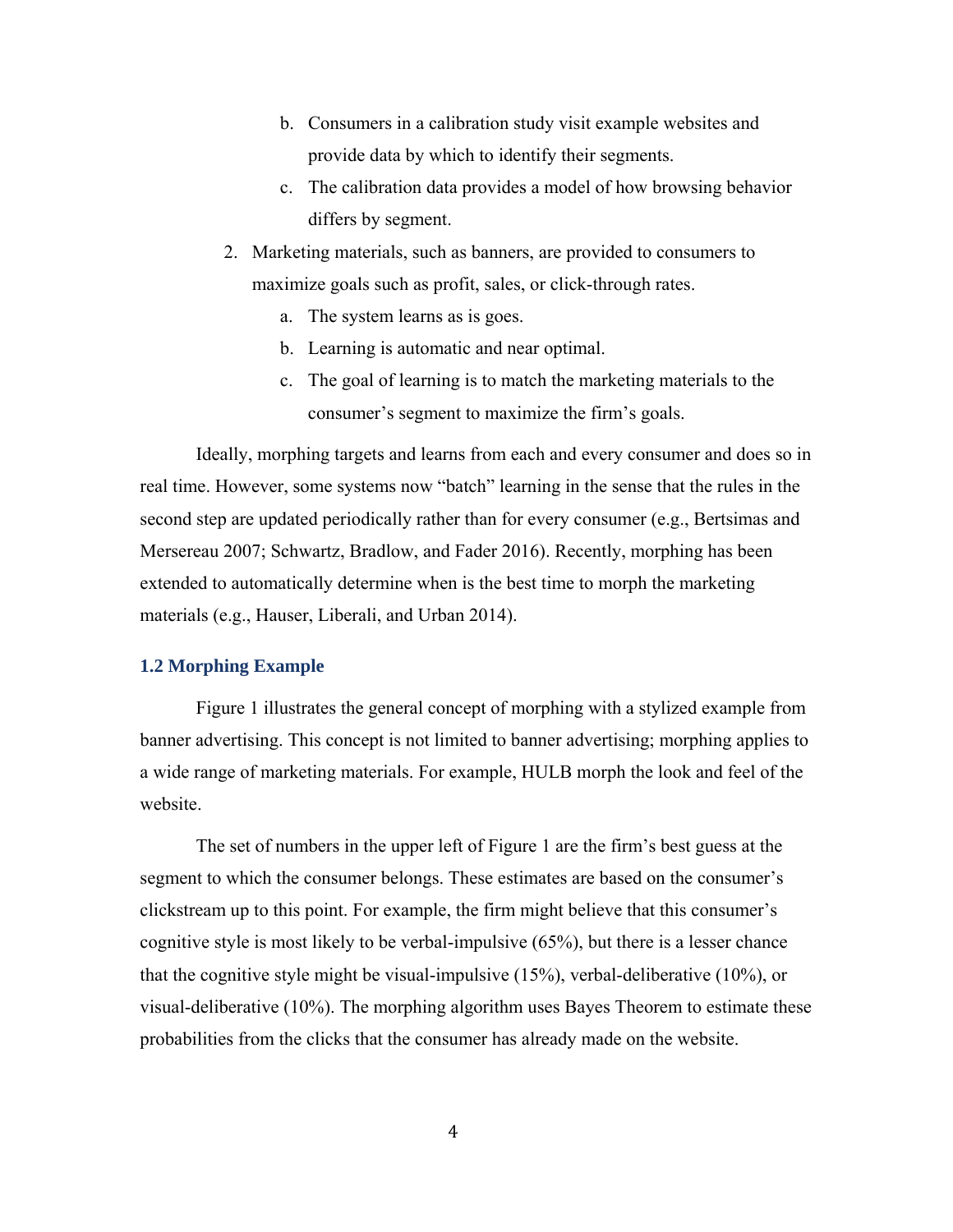b. Consumers in a calibration study visit example websites and provide data by which to identify their segments.
   c. The calibration data provides a model of how browsing behavior differs by segment.
2. Marketing materials, such as banners, are provided to consumers to maximize goals such as profit, sales, or click-through rates.
   a. The system learns as is goes.
   b. Learning is automatic and near optimal.
   c. The goal of learning is to match the marketing materials to the consumer's segment to maximize the firm's goals.

Ideally, morphing targets and learns from each and every consumer and does so in real time. However, some systems now "batch" learning in the sense that the rules in the second step are updated periodically rather than for every consumer (e.g., Bertsimas and Mersereau 2007; Schwartz, Bradlow, and Fader 2016). Recently, morphing has been extended to automatically determine when is the best time to morph the marketing materials (e.g., Hauser, Liberali, and Urban 2014).

### 1.2 Morphing Example

Figure 1 illustrates the general concept of morphing with a stylized example from banner advertising. This concept is not limited to banner advertising; morphing applies to a wide range of marketing materials. For example, HULB morph the look and feel of the website.

The set of numbers in the upper left of Figure 1 are the firm's best guess at the segment to which the consumer belongs. These estimates are based on the consumer's clickstream up to this point. For example, the firm might believe that this consumer's cognitive style is most likely to be verbal-impulsive (65%), but there is a lesser chance that the cognitive style might be visual-impulsive (15%), verbal-deliberative (10%), or visual-deliberative (10%). The morphing algorithm uses Bayes Theorem to estimate these probabilities from the clicks that the consumer has already made on the website.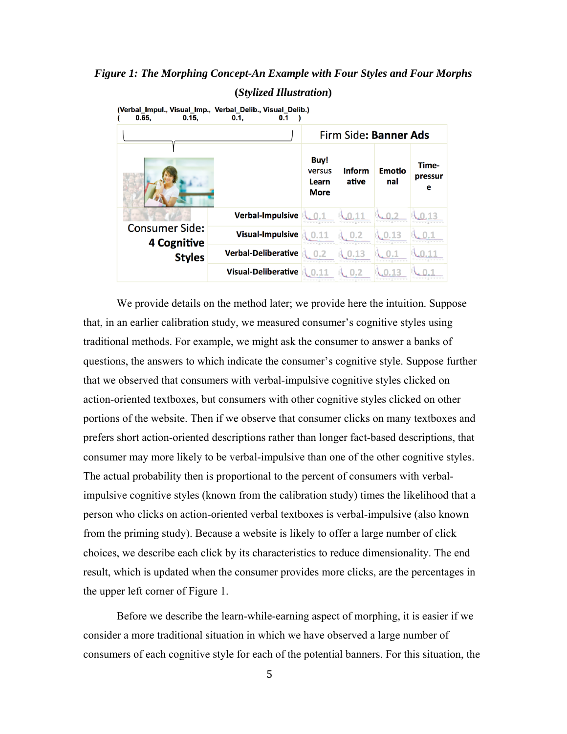***Figure 1: The Morphing Concept-An Example with Four Styles and Four Morphs***

**(*Stylized Illustration*)**

(Verbal_Impul., Visual_Imp., Verbal_Delib., Visual_Delib.)
( 0.65, 0.15, 0.1, 0.1 )

| Consumer Side: 4 Cognitive Styles | Firm Side: Banner Ads | | | |
|---|---|---|---|---|
| | Buy! versus Learn More | Informative | Emotional | Time-pressure |
| Verbal-Impulsive | 0.1 | 0.11 | 0.2 | 0.13 |
| Visual-Impulsive | 0.11 | 0.2 | 0.13 | 0.1 |
| Verbal-Deliberative | 0.2 | 0.13 | 0.1 | 0.11 |
| Visual-Deliberative | 0.11 | 0.2 | 0.13 | 0.1 |

We provide details on the method later; we provide here the intuition. Suppose that, in an earlier calibration study, we measured consumer's cognitive styles using traditional methods. For example, we might ask the consumer to answer a banks of questions, the answers to which indicate the consumer's cognitive style. Suppose further that we observed that consumers with verbal-impulsive cognitive styles clicked on action-oriented textboxes, but consumers with other cognitive styles clicked on other portions of the website. Then if we observe that consumer clicks on many textboxes and prefers short action-oriented descriptions rather than longer fact-based descriptions, that consumer may more likely to be verbal-impulsive than one of the other cognitive styles. The actual probability then is proportional to the percent of consumers with verbal-impulsive cognitive styles (known from the calibration study) times the likelihood that a person who clicks on action-oriented verbal textboxes is verbal-impulsive (also known from the priming study). Because a website is likely to offer a large number of click choices, we describe each click by its characteristics to reduce dimensionality. The end result, which is updated when the consumer provides more clicks, are the percentages in the upper left corner of Figure 1.

Before we describe the learn-while-earning aspect of morphing, it is easier if we consider a more traditional situation in which we have observed a large number of consumers of each cognitive style for each of the potential banners. For this situation, the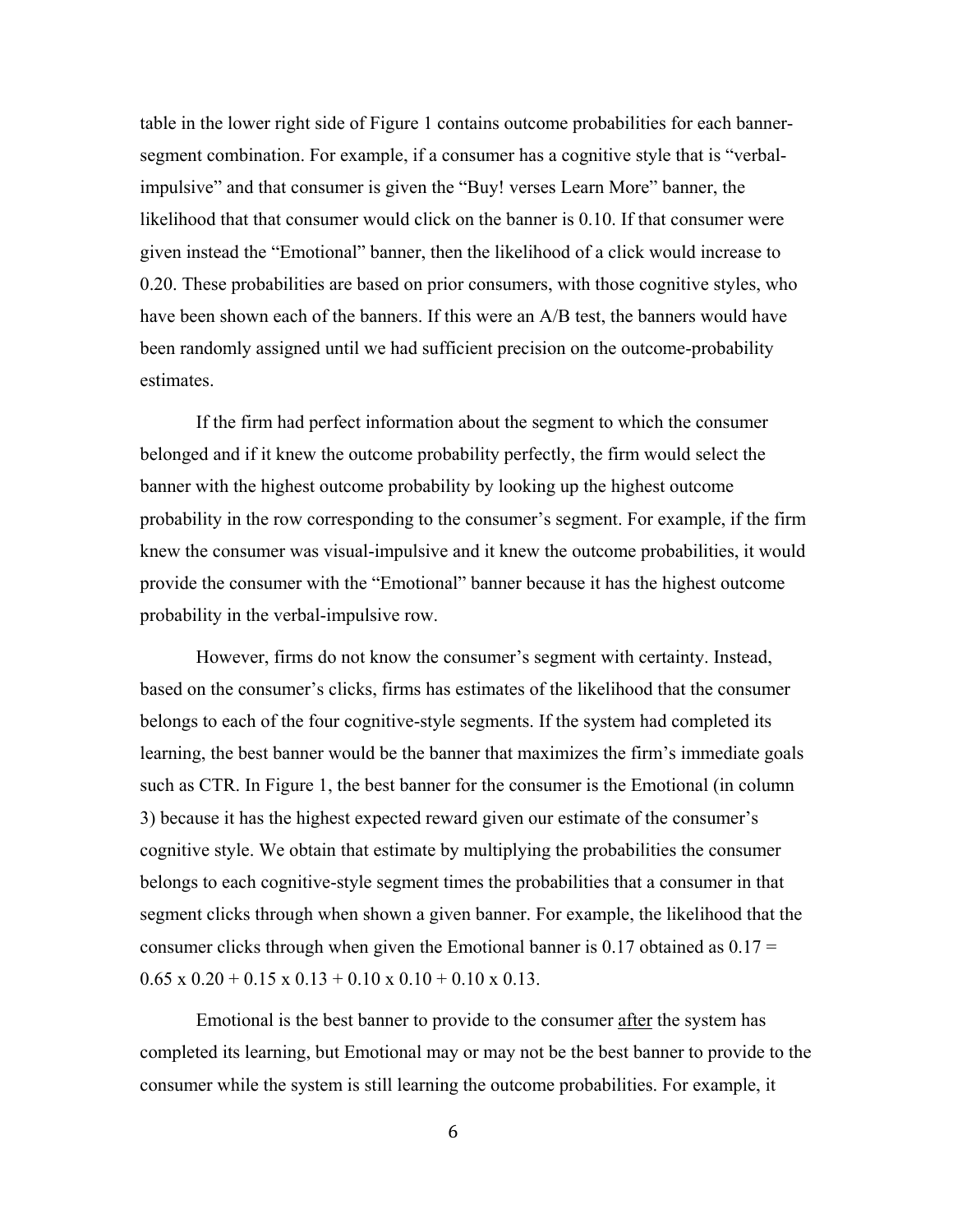table in the lower right side of Figure 1 contains outcome probabilities for each banner-segment combination. For example, if a consumer has a cognitive style that is "verbal-impulsive" and that consumer is given the "Buy! verses Learn More" banner, the likelihood that that consumer would click on the banner is 0.10. If that consumer were given instead the "Emotional" banner, then the likelihood of a click would increase to 0.20. These probabilities are based on prior consumers, with those cognitive styles, who have been shown each of the banners. If this were an A/B test, the banners would have been randomly assigned until we had sufficient precision on the outcome-probability estimates.

If the firm had perfect information about the segment to which the consumer belonged and if it knew the outcome probability perfectly, the firm would select the banner with the highest outcome probability by looking up the highest outcome probability in the row corresponding to the consumer's segment. For example, if the firm knew the consumer was visual-impulsive and it knew the outcome probabilities, it would provide the consumer with the "Emotional" banner because it has the highest outcome probability in the verbal-impulsive row.

However, firms do not know the consumer's segment with certainty. Instead, based on the consumer's clicks, firms has estimates of the likelihood that the consumer belongs to each of the four cognitive-style segments. If the system had completed its learning, the best banner would be the banner that maximizes the firm's immediate goals such as CTR. In Figure 1, the best banner for the consumer is the Emotional (in column 3) because it has the highest expected reward given our estimate of the consumer's cognitive style. We obtain that estimate by multiplying the probabilities the consumer belongs to each cognitive-style segment times the probabilities that a consumer in that segment clicks through when shown a given banner. For example, the likelihood that the consumer clicks through when given the Emotional banner is 0.17 obtained as $0.17 = 0.65 \times 0.20 + 0.15 \times 0.13 + 0.10 \times 0.10 + 0.10 \times 0.13$.

Emotional is the best banner to provide to the consumer <u>after</u> the system has completed its learning, but Emotional may or may not be the best banner to provide to the consumer while the system is still learning the outcome probabilities. For example, it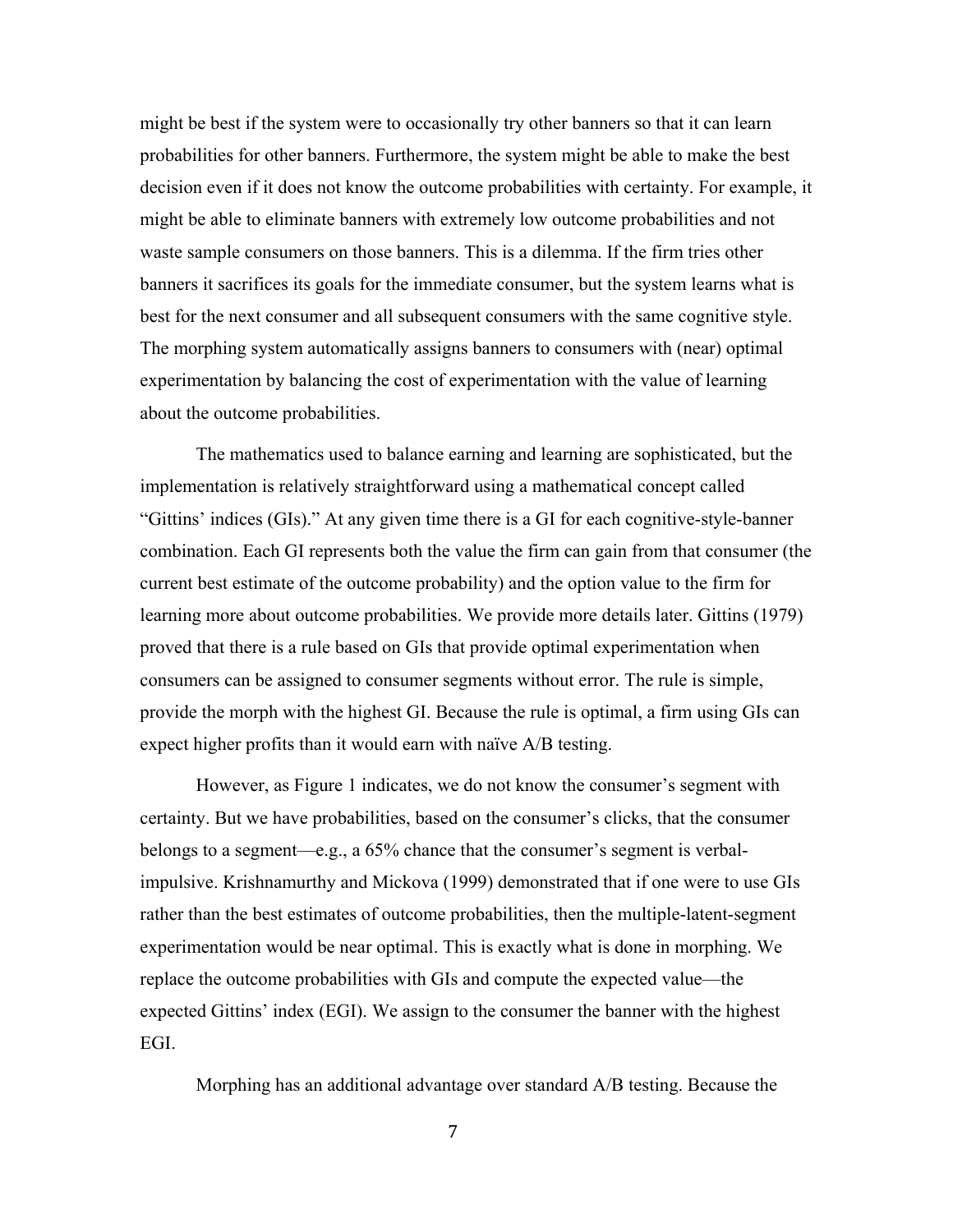might be best if the system were to occasionally try other banners so that it can learn probabilities for other banners. Furthermore, the system might be able to make the best decision even if it does not know the outcome probabilities with certainty. For example, it might be able to eliminate banners with extremely low outcome probabilities and not waste sample consumers on those banners. This is a dilemma. If the firm tries other banners it sacrifices its goals for the immediate consumer, but the system learns what is best for the next consumer and all subsequent consumers with the same cognitive style. The morphing system automatically assigns banners to consumers with (near) optimal experimentation by balancing the cost of experimentation with the value of learning about the outcome probabilities.

The mathematics used to balance earning and learning are sophisticated, but the implementation is relatively straightforward using a mathematical concept called "Gittins' indices (GIs)." At any given time there is a GI for each cognitive-style-banner combination. Each GI represents both the value the firm can gain from that consumer (the current best estimate of the outcome probability) and the option value to the firm for learning more about outcome probabilities. We provide more details later. Gittins (1979) proved that there is a rule based on GIs that provide optimal experimentation when consumers can be assigned to consumer segments without error. The rule is simple, provide the morph with the highest GI. Because the rule is optimal, a firm using GIs can expect higher profits than it would earn with naïve A/B testing.

However, as Figure 1 indicates, we do not know the consumer's segment with certainty. But we have probabilities, based on the consumer's clicks, that the consumer belongs to a segment—e.g., a 65% chance that the consumer's segment is verbal-impulsive. Krishnamurthy and Mickova (1999) demonstrated that if one were to use GIs rather than the best estimates of outcome probabilities, then the multiple-latent-segment experimentation would be near optimal. This is exactly what is done in morphing. We replace the outcome probabilities with GIs and compute the expected value—the expected Gittins' index (EGI). We assign to the consumer the banner with the highest EGI.

Morphing has an additional advantage over standard A/B testing. Because the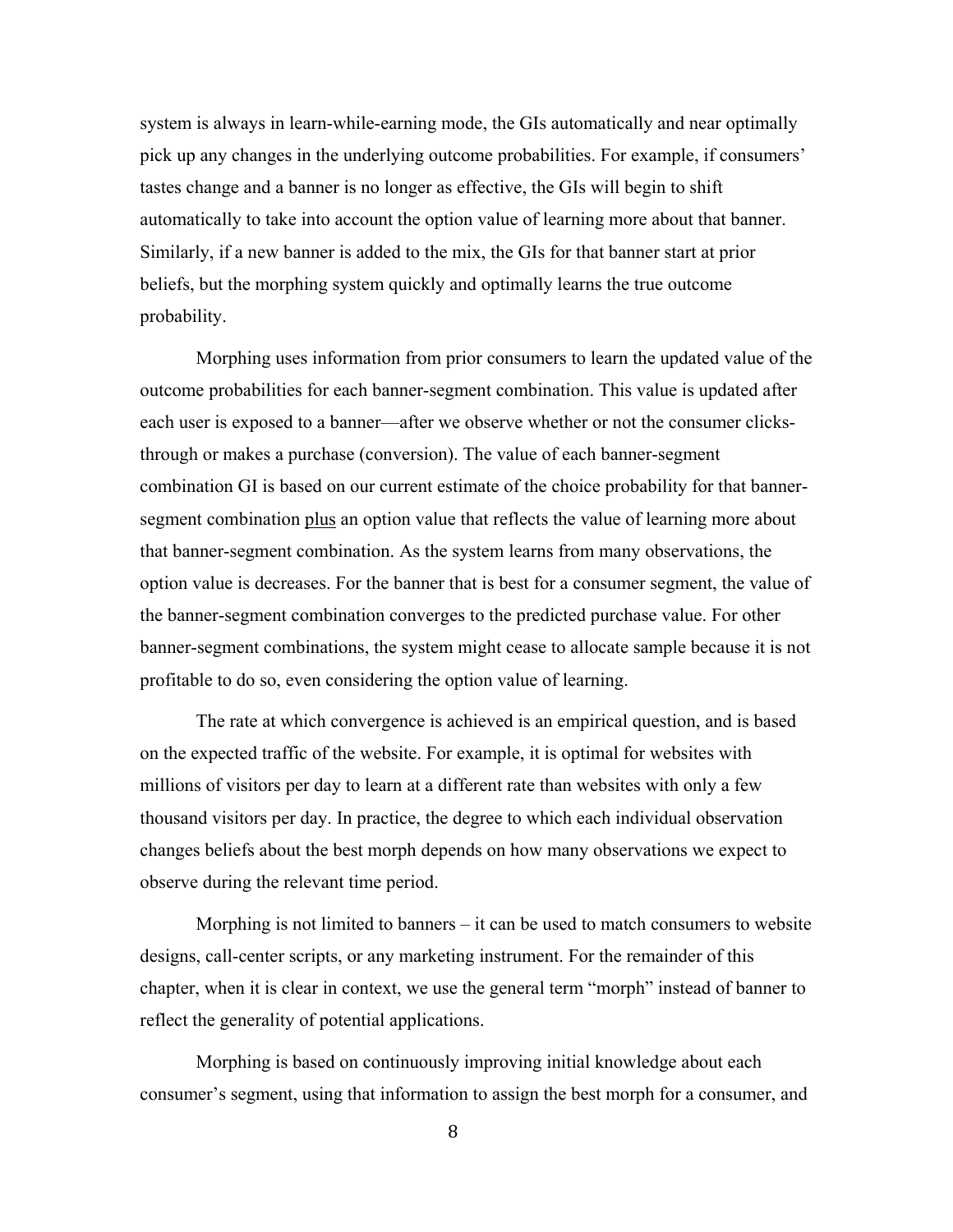system is always in learn-while-earning mode, the GIs automatically and near optimally pick up any changes in the underlying outcome probabilities. For example, if consumers' tastes change and a banner is no longer as effective, the GIs will begin to shift automatically to take into account the option value of learning more about that banner. Similarly, if a new banner is added to the mix, the GIs for that banner start at prior beliefs, but the morphing system quickly and optimally learns the true outcome probability.

Morphing uses information from prior consumers to learn the updated value of the outcome probabilities for each banner-segment combination. This value is updated after each user is exposed to a banner—after we observe whether or not the consumer clicks-through or makes a purchase (conversion). The value of each banner-segment combination GI is based on our current estimate of the choice probability for that banner-segment combination plus an option value that reflects the value of learning more about that banner-segment combination. As the system learns from many observations, the option value is decreases. For the banner that is best for a consumer segment, the value of the banner-segment combination converges to the predicted purchase value. For other banner-segment combinations, the system might cease to allocate sample because it is not profitable to do so, even considering the option value of learning.

The rate at which convergence is achieved is an empirical question, and is based on the expected traffic of the website. For example, it is optimal for websites with millions of visitors per day to learn at a different rate than websites with only a few thousand visitors per day. In practice, the degree to which each individual observation changes beliefs about the best morph depends on how many observations we expect to observe during the relevant time period.

Morphing is not limited to banners – it can be used to match consumers to website designs, call-center scripts, or any marketing instrument. For the remainder of this chapter, when it is clear in context, we use the general term "morph" instead of banner to reflect the generality of potential applications.

Morphing is based on continuously improving initial knowledge about each consumer's segment, using that information to assign the best morph for a consumer, and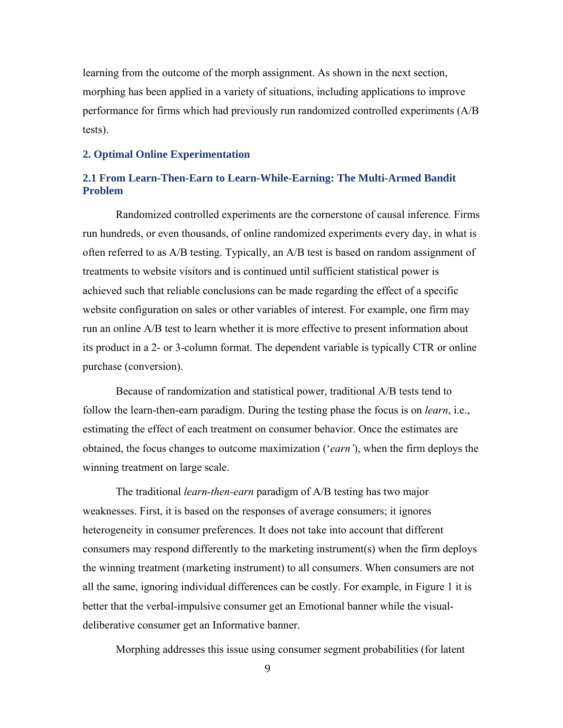learning from the outcome of the morph assignment. As shown in the next section, morphing has been applied in a variety of situations, including applications to improve performance for firms which had previously run randomized controlled experiments (A/B tests).

## 2. Optimal Online Experimentation

### 2.1 From Learn-Then-Earn to Learn-While-Earning: The Multi-Armed Bandit Problem

Randomized controlled experiments are the cornerstone of causal inference*.* Firms run hundreds, or even thousands, of online randomized experiments every day, in what is often referred to as A/B testing. Typically, an A/B test is based on random assignment of treatments to website visitors and is continued until sufficient statistical power is achieved such that reliable conclusions can be made regarding the effect of a specific website configuration on sales or other variables of interest. For example, one firm may run an online A/B test to learn whether it is more effective to present information about its product in a 2- or 3-column format. The dependent variable is typically CTR or online purchase (conversion).

Because of randomization and statistical power, traditional A/B tests tend to follow the learn-then-earn paradigm. During the testing phase the focus is on *learn*, i.e., estimating the effect of each treatment on consumer behavior. Once the estimates are obtained, the focus changes to outcome maximization (‘*earn’*), when the firm deploys the winning treatment on large scale.

The traditional *learn-then-earn* paradigm of A/B testing has two major weaknesses. First, it is based on the responses of average consumers; it ignores heterogeneity in consumer preferences. It does not take into account that different consumers may respond differently to the marketing instrument(s) when the firm deploys the winning treatment (marketing instrument) to all consumers. When consumers are not all the same, ignoring individual differences can be costly. For example, in Figure 1 it is better that the verbal-impulsive consumer get an Emotional banner while the visual-deliberative consumer get an Informative banner.

Morphing addresses this issue using consumer segment probabilities (for latent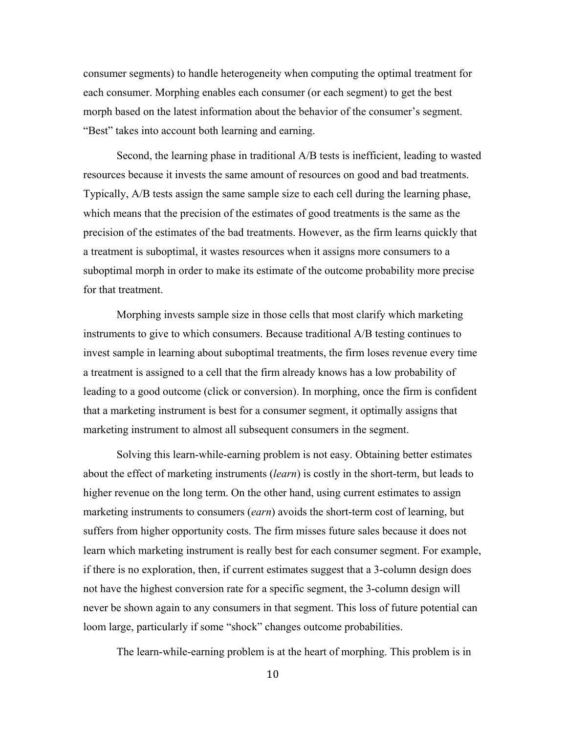consumer segments) to handle heterogeneity when computing the optimal treatment for each consumer. Morphing enables each consumer (or each segment) to get the best morph based on the latest information about the behavior of the consumer's segment. "Best" takes into account both learning and earning.

Second, the learning phase in traditional A/B tests is inefficient, leading to wasted resources because it invests the same amount of resources on good and bad treatments. Typically, A/B tests assign the same sample size to each cell during the learning phase, which means that the precision of the estimates of good treatments is the same as the precision of the estimates of the bad treatments. However, as the firm learns quickly that a treatment is suboptimal, it wastes resources when it assigns more consumers to a suboptimal morph in order to make its estimate of the outcome probability more precise for that treatment.

Morphing invests sample size in those cells that most clarify which marketing instruments to give to which consumers. Because traditional A/B testing continues to invest sample in learning about suboptimal treatments, the firm loses revenue every time a treatment is assigned to a cell that the firm already knows has a low probability of leading to a good outcome (click or conversion). In morphing, once the firm is confident that a marketing instrument is best for a consumer segment, it optimally assigns that marketing instrument to almost all subsequent consumers in the segment.

Solving this learn-while-earning problem is not easy. Obtaining better estimates about the effect of marketing instruments (*learn*) is costly in the short-term, but leads to higher revenue on the long term. On the other hand, using current estimates to assign marketing instruments to consumers (*earn*) avoids the short-term cost of learning, but suffers from higher opportunity costs. The firm misses future sales because it does not learn which marketing instrument is really best for each consumer segment. For example, if there is no exploration, then, if current estimates suggest that a 3-column design does not have the highest conversion rate for a specific segment, the 3-column design will never be shown again to any consumers in that segment. This loss of future potential can loom large, particularly if some "shock" changes outcome probabilities.

The learn-while-earning problem is at the heart of morphing. This problem is in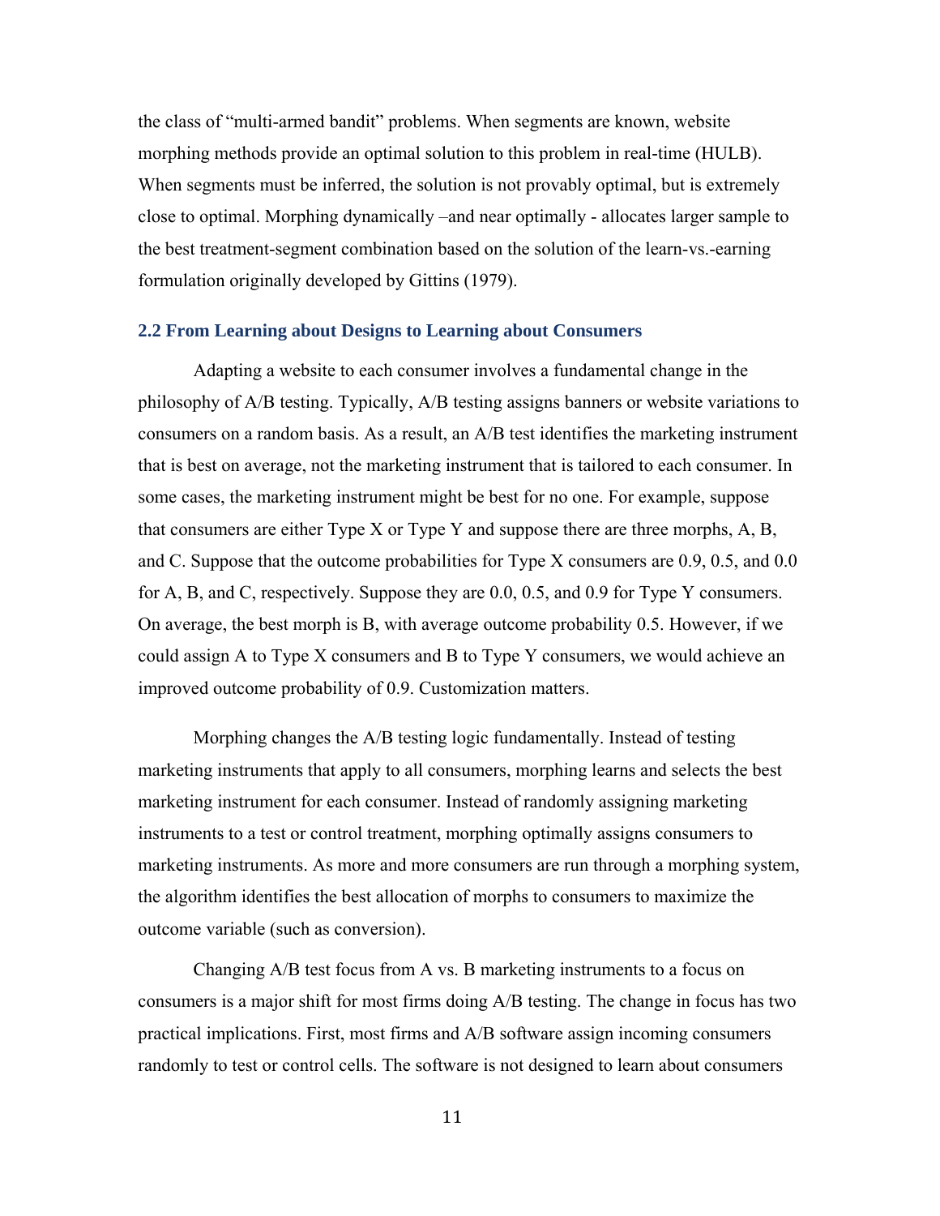the class of "multi-armed bandit" problems. When segments are known, website morphing methods provide an optimal solution to this problem in real-time (HULB). When segments must be inferred, the solution is not provably optimal, but is extremely close to optimal. Morphing dynamically –and near optimally - allocates larger sample to the best treatment-segment combination based on the solution of the learn-vs.-earning formulation originally developed by Gittins (1979).

## 2.2 From Learning about Designs to Learning about Consumers

Adapting a website to each consumer involves a fundamental change in the philosophy of A/B testing. Typically, A/B testing assigns banners or website variations to consumers on a random basis. As a result, an A/B test identifies the marketing instrument that is best on average, not the marketing instrument that is tailored to each consumer. In some cases, the marketing instrument might be best for no one. For example, suppose that consumers are either Type X or Type Y and suppose there are three morphs, A, B, and C. Suppose that the outcome probabilities for Type X consumers are 0.9, 0.5, and 0.0 for A, B, and C, respectively. Suppose they are 0.0, 0.5, and 0.9 for Type Y consumers. On average, the best morph is B, with average outcome probability 0.5. However, if we could assign A to Type X consumers and B to Type Y consumers, we would achieve an improved outcome probability of 0.9. Customization matters.

Morphing changes the A/B testing logic fundamentally. Instead of testing marketing instruments that apply to all consumers, morphing learns and selects the best marketing instrument for each consumer. Instead of randomly assigning marketing instruments to a test or control treatment, morphing optimally assigns consumers to marketing instruments. As more and more consumers are run through a morphing system, the algorithm identifies the best allocation of morphs to consumers to maximize the outcome variable (such as conversion).

Changing A/B test focus from A vs. B marketing instruments to a focus on consumers is a major shift for most firms doing A/B testing. The change in focus has two practical implications. First, most firms and A/B software assign incoming consumers randomly to test or control cells. The software is not designed to learn about consumers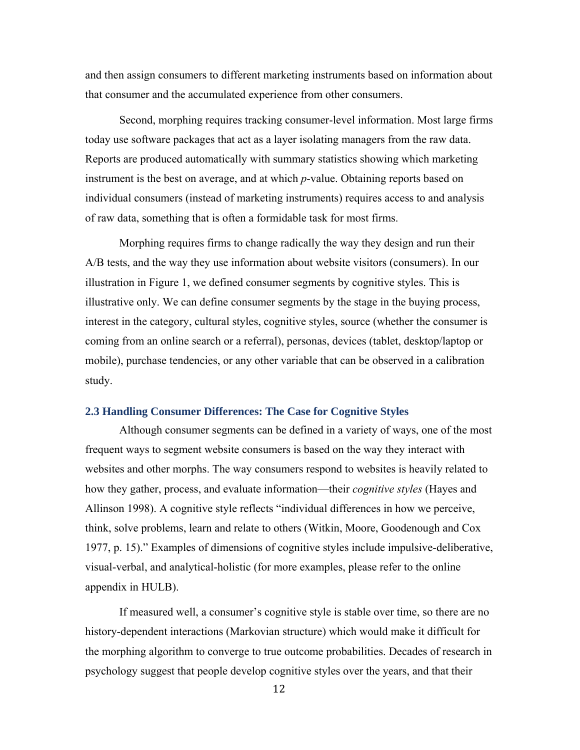and then assign consumers to different marketing instruments based on information about that consumer and the accumulated experience from other consumers.

Second, morphing requires tracking consumer-level information. Most large firms today use software packages that act as a layer isolating managers from the raw data. Reports are produced automatically with summary statistics showing which marketing instrument is the best on average, and at which *p*-value. Obtaining reports based on individual consumers (instead of marketing instruments) requires access to and analysis of raw data, something that is often a formidable task for most firms.

Morphing requires firms to change radically the way they design and run their A/B tests, and the way they use information about website visitors (consumers). In our illustration in Figure 1, we defined consumer segments by cognitive styles. This is illustrative only. We can define consumer segments by the stage in the buying process, interest in the category, cultural styles, cognitive styles, source (whether the consumer is coming from an online search or a referral), personas, devices (tablet, desktop/laptop or mobile), purchase tendencies, or any other variable that can be observed in a calibration study.

### 2.3 Handling Consumer Differences: The Case for Cognitive Styles

Although consumer segments can be defined in a variety of ways, one of the most frequent ways to segment website consumers is based on the way they interact with websites and other morphs. The way consumers respond to websites is heavily related to how they gather, process, and evaluate information—their *cognitive styles* (Hayes and Allinson 1998). A cognitive style reflects "individual differences in how we perceive, think, solve problems, learn and relate to others (Witkin, Moore, Goodenough and Cox 1977, p. 15)." Examples of dimensions of cognitive styles include impulsive-deliberative, visual-verbal, and analytical-holistic (for more examples, please refer to the online appendix in HULB).

If measured well, a consumer's cognitive style is stable over time, so there are no history-dependent interactions (Markovian structure) which would make it difficult for the morphing algorithm to converge to true outcome probabilities. Decades of research in psychology suggest that people develop cognitive styles over the years, and that their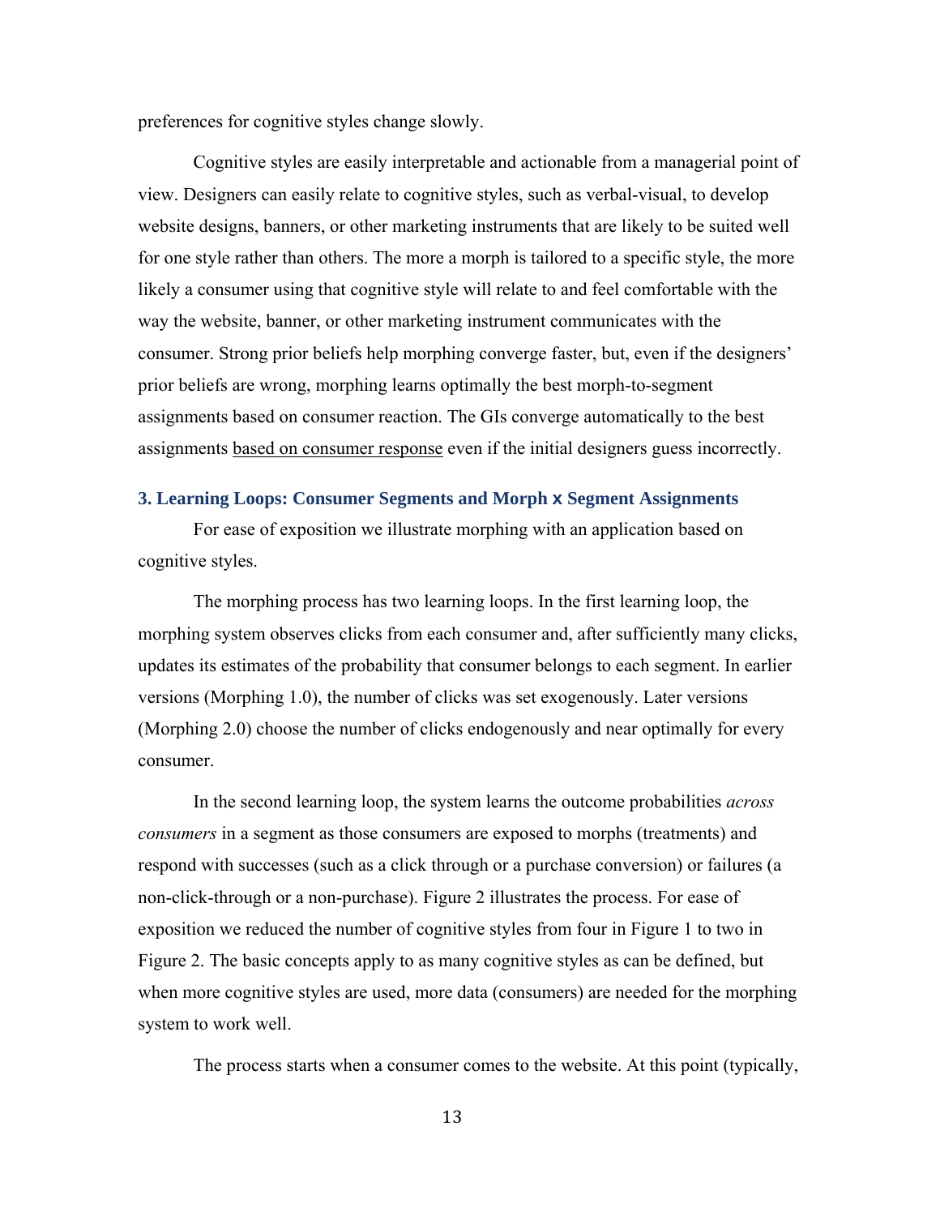preferences for cognitive styles change slowly.

Cognitive styles are easily interpretable and actionable from a managerial point of view. Designers can easily relate to cognitive styles, such as verbal-visual, to develop website designs, banners, or other marketing instruments that are likely to be suited well for one style rather than others. The more a morph is tailored to a specific style, the more likely a consumer using that cognitive style will relate to and feel comfortable with the way the website, banner, or other marketing instrument communicates with the consumer. Strong prior beliefs help morphing converge faster, but, even if the designers' prior beliefs are wrong, morphing learns optimally the best morph-to-segment assignments based on consumer reaction. The GIs converge automatically to the best assignments based on consumer response even if the initial designers guess incorrectly.

### 3. Learning Loops: Consumer Segments and Morph x Segment Assignments

For ease of exposition we illustrate morphing with an application based on cognitive styles.

The morphing process has two learning loops. In the first learning loop, the morphing system observes clicks from each consumer and, after sufficiently many clicks, updates its estimates of the probability that consumer belongs to each segment. In earlier versions (Morphing 1.0), the number of clicks was set exogenously. Later versions (Morphing 2.0) choose the number of clicks endogenously and near optimally for every consumer.

In the second learning loop, the system learns the outcome probabilities *across consumers* in a segment as those consumers are exposed to morphs (treatments) and respond with successes (such as a click through or a purchase conversion) or failures (a non-click-through or a non-purchase). Figure 2 illustrates the process. For ease of exposition we reduced the number of cognitive styles from four in Figure 1 to two in Figure 2. The basic concepts apply to as many cognitive styles as can be defined, but when more cognitive styles are used, more data (consumers) are needed for the morphing system to work well.

The process starts when a consumer comes to the website. At this point (typically,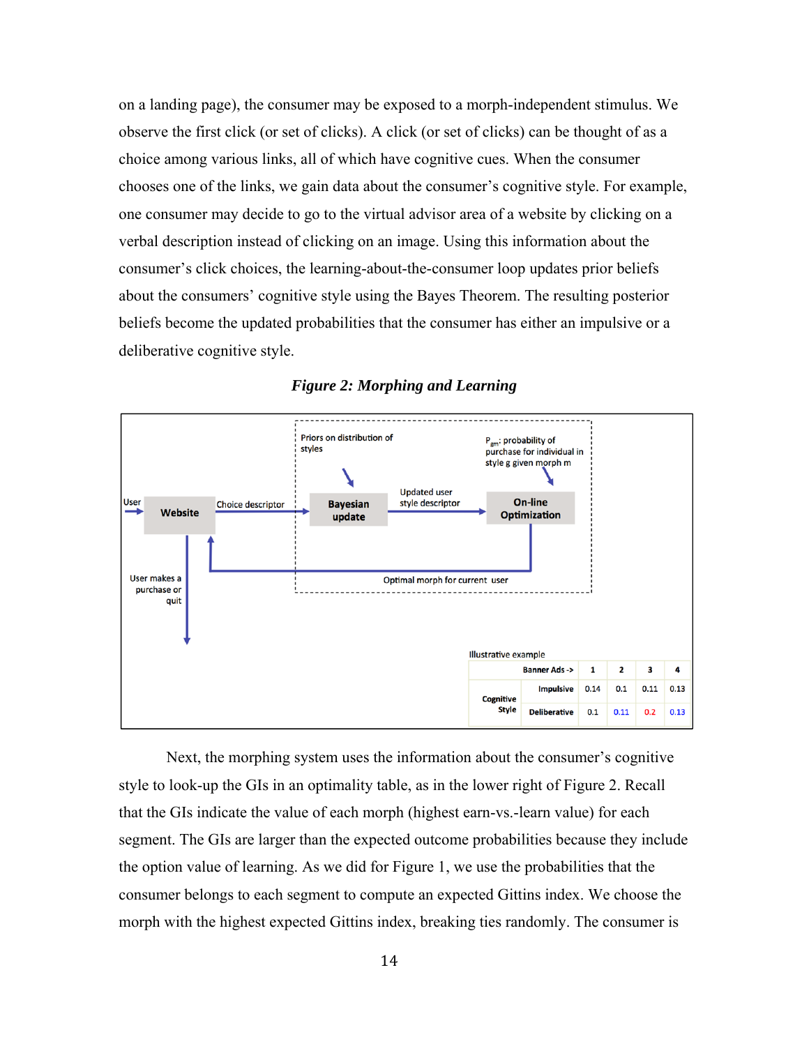on a landing page), the consumer may be exposed to a morph-independent stimulus. We observe the first click (or set of clicks). A click (or set of clicks) can be thought of as a choice among various links, all of which have cognitive cues. When the consumer chooses one of the links, we gain data about the consumer's cognitive style. For example, one consumer may decide to go to the virtual advisor area of a website by clicking on a verbal description instead of clicking on an image. Using this information about the consumer's click choices, the learning-about-the-consumer loop updates prior beliefs about the consumers' cognitive style using the Bayes Theorem. The resulting posterior beliefs become the updated probabilities that the consumer has either an impulsive or a deliberative cognitive style.

***Figure 2: Morphing and Learning***

Illustrative example

| | Banner Ads -> | 1 | 2 | 3 | 4 |
|---|---|---|---|---|---|
| Cognitive Style | Impulsive | 0.14 | 0.1 | 0.11 | 0.13 |
| | Deliberative | 0.1 | 0.11 | 0.2 | 0.13 |

Next, the morphing system uses the information about the consumer's cognitive style to look-up the GIs in an optimality table, as in the lower right of Figure 2. Recall that the GIs indicate the value of each morph (highest earn-vs.-learn value) for each segment. The GIs are larger than the expected outcome probabilities because they include the option value of learning. As we did for Figure 1, we use the probabilities that the consumer belongs to each segment to compute an expected Gittins index. We choose the morph with the highest expected Gittins index, breaking ties randomly. The consumer is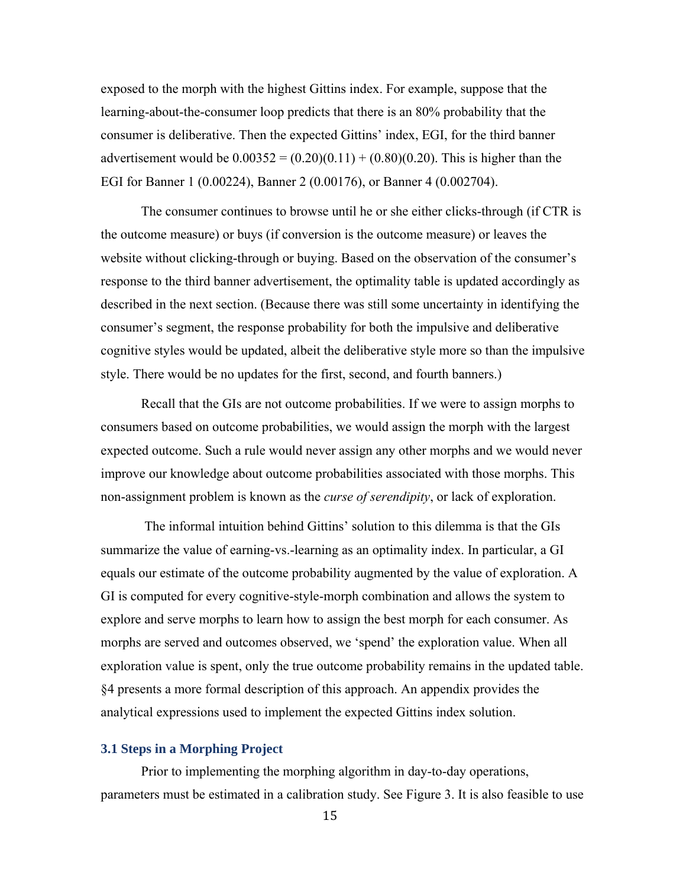exposed to the morph with the highest Gittins index. For example, suppose that the learning-about-the-consumer loop predicts that there is an 80% probability that the consumer is deliberative. Then the expected Gittins' index, EGI, for the third banner advertisement would be 0.00352 = (0.20)(0.11) + (0.80)(0.20). This is higher than the EGI for Banner 1 (0.00224), Banner 2 (0.00176), or Banner 4 (0.002704).

The consumer continues to browse until he or she either clicks-through (if CTR is the outcome measure) or buys (if conversion is the outcome measure) or leaves the website without clicking-through or buying. Based on the observation of the consumer's response to the third banner advertisement, the optimality table is updated accordingly as described in the next section. (Because there was still some uncertainty in identifying the consumer's segment, the response probability for both the impulsive and deliberative cognitive styles would be updated, albeit the deliberative style more so than the impulsive style. There would be no updates for the first, second, and fourth banners.)

Recall that the GIs are not outcome probabilities. If we were to assign morphs to consumers based on outcome probabilities, we would assign the morph with the largest expected outcome. Such a rule would never assign any other morphs and we would never improve our knowledge about outcome probabilities associated with those morphs. This non-assignment problem is known as the *curse of serendipity*, or lack of exploration.

The informal intuition behind Gittins' solution to this dilemma is that the GIs summarize the value of earning-vs.-learning as an optimality index. In particular, a GI equals our estimate of the outcome probability augmented by the value of exploration. A GI is computed for every cognitive-style-morph combination and allows the system to explore and serve morphs to learn how to assign the best morph for each consumer. As morphs are served and outcomes observed, we 'spend' the exploration value. When all exploration value is spent, only the true outcome probability remains in the updated table. §4 presents a more formal description of this approach. An appendix provides the analytical expressions used to implement the expected Gittins index solution.

### 3.1 Steps in a Morphing Project

Prior to implementing the morphing algorithm in day-to-day operations, parameters must be estimated in a calibration study. See Figure 3. It is also feasible to use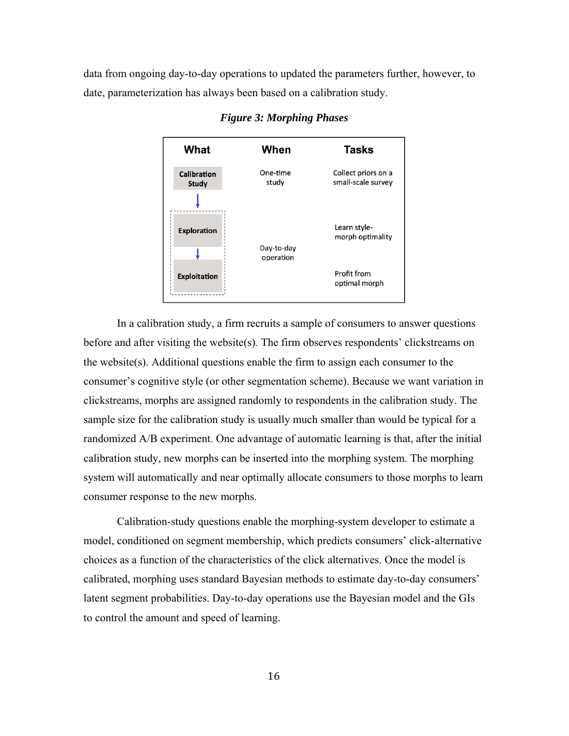data from ongoing day-to-day operations to updated the parameters further, however, to date, parameterization has always been based on a calibration study.

***Figure 3: Morphing Phases***

| What | When | Tasks |
|---|---|---|
| Calibration Study | One-time study | Collect priors on a small-scale survey |
| Exploration | Day-to-day operation | Learn style-morph optimality |
| Exploitation | | Profit from optimal morph |

In a calibration study, a firm recruits a sample of consumers to answer questions before and after visiting the website(s). The firm observes respondents' clickstreams on the website(s). Additional questions enable the firm to assign each consumer to the consumer's cognitive style (or other segmentation scheme). Because we want variation in clickstreams, morphs are assigned randomly to respondents in the calibration study. The sample size for the calibration study is usually much smaller than would be typical for a randomized A/B experiment. One advantage of automatic learning is that, after the initial calibration study, new morphs can be inserted into the morphing system. The morphing system will automatically and near optimally allocate consumers to those morphs to learn consumer response to the new morphs.

Calibration-study questions enable the morphing-system developer to estimate a model, conditioned on segment membership, which predicts consumers' click-alternative choices as a function of the characteristics of the click alternatives. Once the model is calibrated, morphing uses standard Bayesian methods to estimate day-to-day consumers' latent segment probabilities. Day-to-day operations use the Bayesian model and the GIs to control the amount and speed of learning.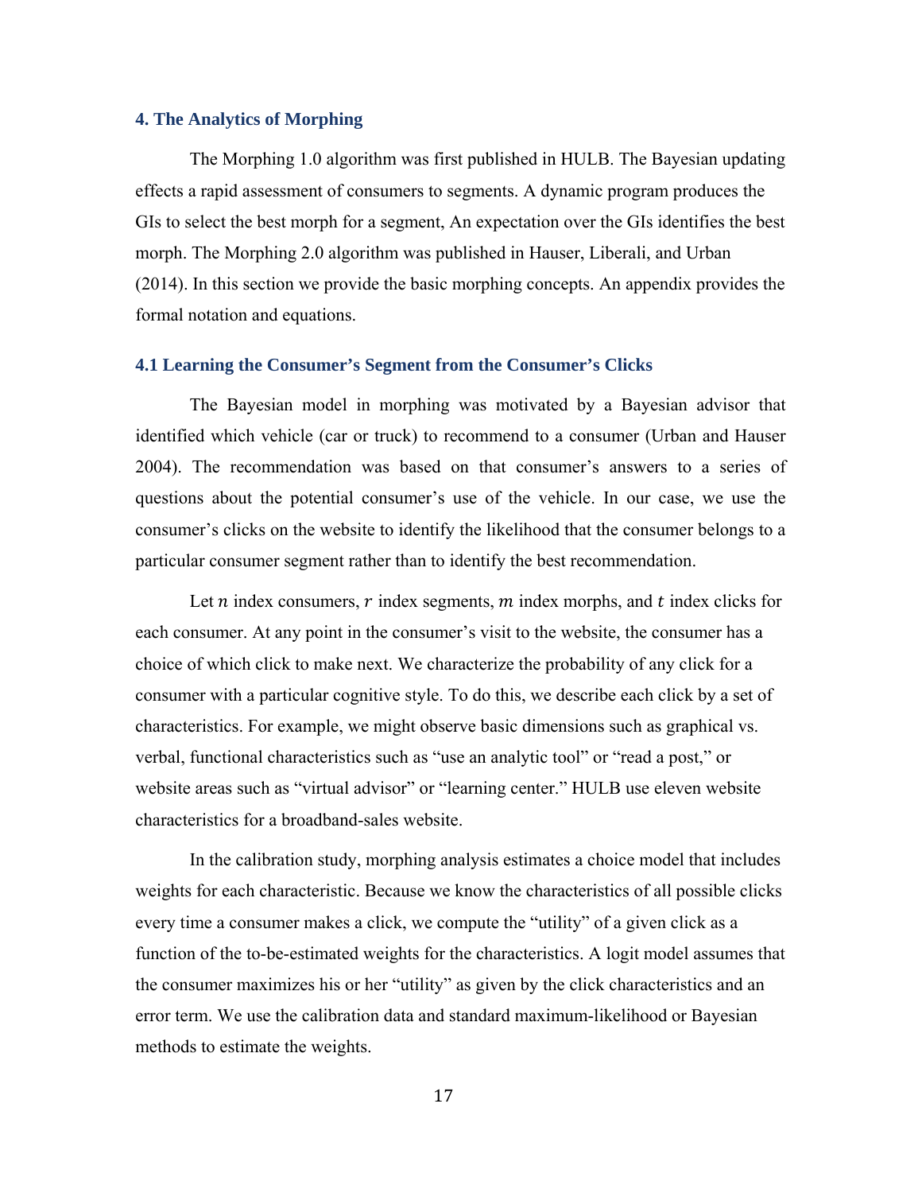## 4. The Analytics of Morphing

The Morphing 1.0 algorithm was first published in HULB. The Bayesian updating effects a rapid assessment of consumers to segments. A dynamic program produces the GIs to select the best morph for a segment, An expectation over the GIs identifies the best morph. The Morphing 2.0 algorithm was published in Hauser, Liberali, and Urban (2014). In this section we provide the basic morphing concepts. An appendix provides the formal notation and equations.

### 4.1 Learning the Consumer's Segment from the Consumer's Clicks

The Bayesian model in morphing was motivated by a Bayesian advisor that identified which vehicle (car or truck) to recommend to a consumer (Urban and Hauser 2004). The recommendation was based on that consumer's answers to a series of questions about the potential consumer's use of the vehicle. In our case, we use the consumer's clicks on the website to identify the likelihood that the consumer belongs to a particular consumer segment rather than to identify the best recommendation.

Let $n$ index consumers, $r$ index segments, $m$ index morphs, and $t$ index clicks for each consumer. At any point in the consumer's visit to the website, the consumer has a choice of which click to make next. We characterize the probability of any click for a consumer with a particular cognitive style. To do this, we describe each click by a set of characteristics. For example, we might observe basic dimensions such as graphical vs. verbal, functional characteristics such as "use an analytic tool" or "read a post," or website areas such as "virtual advisor" or "learning center." HULB use eleven website characteristics for a broadband-sales website.

In the calibration study, morphing analysis estimates a choice model that includes weights for each characteristic. Because we know the characteristics of all possible clicks every time a consumer makes a click, we compute the "utility" of a given click as a function of the to-be-estimated weights for the characteristics. A logit model assumes that the consumer maximizes his or her "utility" as given by the click characteristics and an error term. We use the calibration data and standard maximum-likelihood or Bayesian methods to estimate the weights.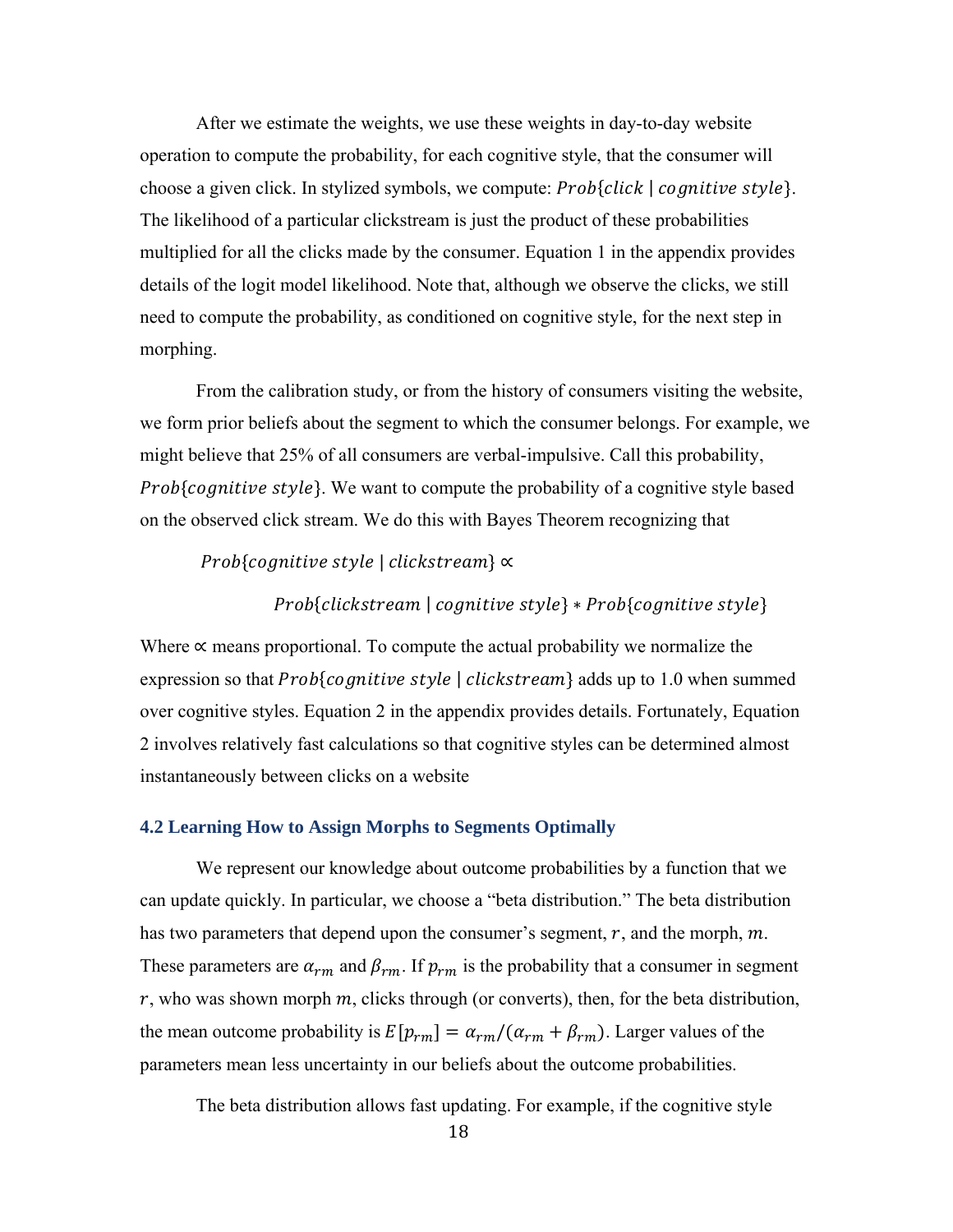After we estimate the weights, we use these weights in day-to-day website operation to compute the probability, for each cognitive style, that the consumer will choose a given click. In stylized symbols, we compute: $Prob\{click \mid cognitive\ style\}$. The likelihood of a particular clickstream is just the product of these probabilities multiplied for all the clicks made by the consumer. Equation 1 in the appendix provides details of the logit model likelihood. Note that, although we observe the clicks, we still need to compute the probability, as conditioned on cognitive style, for the next step in morphing.

From the calibration study, or from the history of consumers visiting the website, we form prior beliefs about the segment to which the consumer belongs. For example, we might believe that 25% of all consumers are verbal-impulsive. Call this probability, $Prob\{cognitive\ style\}$. We want to compute the probability of a cognitive style based on the observed click stream. We do this with Bayes Theorem recognizing that

$$Prob\{cognitive\ style \mid clickstream\} \propto$$

$$Prob\{clickstream \mid cognitive\ style\} * Prob\{cognitive\ style\}$$

Where $\propto$ means proportional. To compute the actual probability we normalize the expression so that $Prob\{cognitive\ style \mid clickstream\}$ adds up to 1.0 when summed over cognitive styles. Equation 2 in the appendix provides details. Fortunately, Equation 2 involves relatively fast calculations so that cognitive styles can be determined almost instantaneously between clicks on a website

### 4.2 Learning How to Assign Morphs to Segments Optimally

We represent our knowledge about outcome probabilities by a function that we can update quickly. In particular, we choose a "beta distribution." The beta distribution has two parameters that depend upon the consumer's segment, $r$, and the morph, $m$. These parameters are $\alpha_{rm}$ and $\beta_{rm}$. If $p_{rm}$ is the probability that a consumer in segment $r$, who was shown morph $m$, clicks through (or converts), then, for the beta distribution, the mean outcome probability is $E[p_{rm}] = \alpha_{rm}/(\alpha_{rm} + \beta_{rm})$. Larger values of the parameters mean less uncertainty in our beliefs about the outcome probabilities.

The beta distribution allows fast updating. For example, if the cognitive style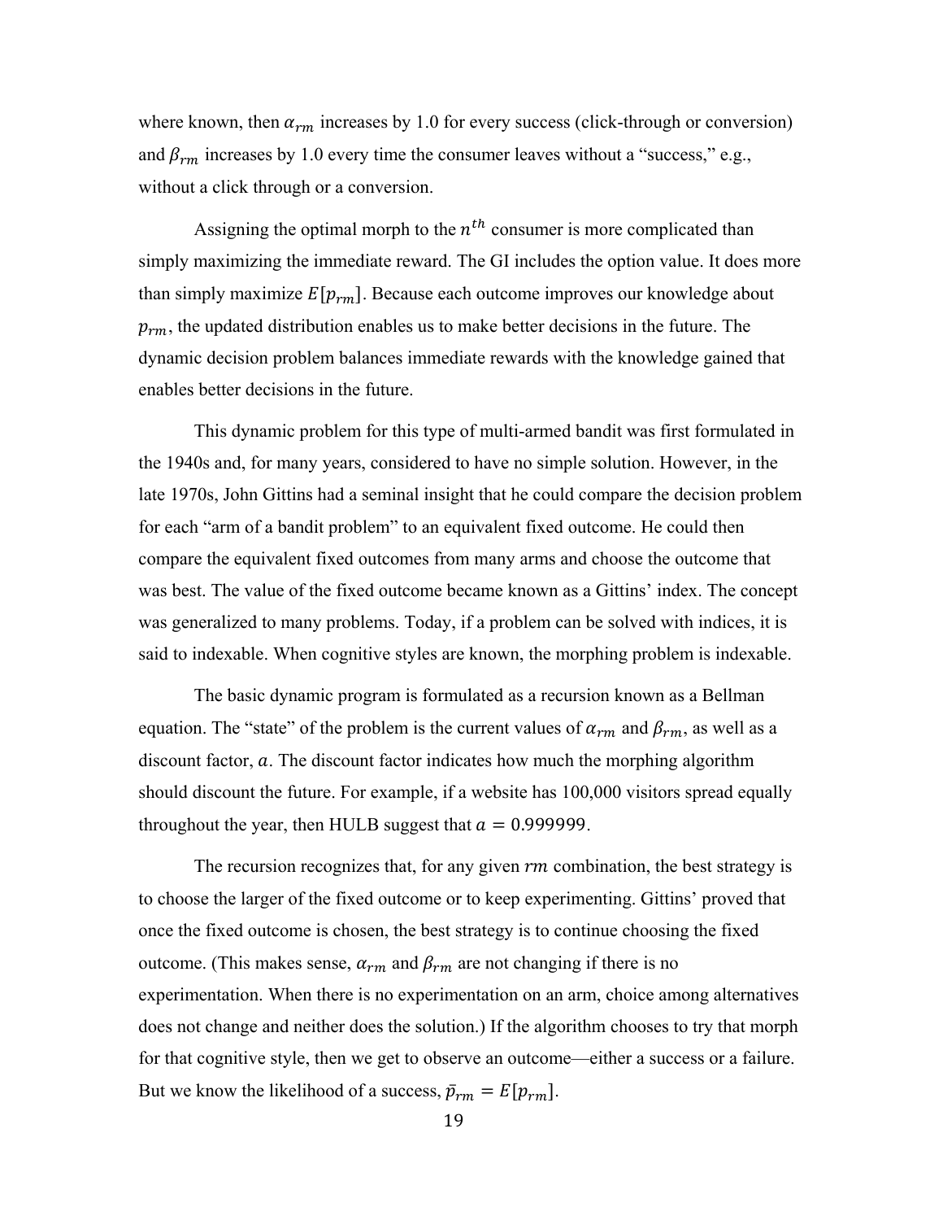where known, then $\alpha_{rm}$ increases by 1.0 for every success (click-through or conversion) and $\beta_{rm}$ increases by 1.0 every time the consumer leaves without a "success," e.g., without a click through or a conversion.

Assigning the optimal morph to the $n^{th}$ consumer is more complicated than simply maximizing the immediate reward. The GI includes the option value. It does more than simply maximize $E[p_{rm}]$. Because each outcome improves our knowledge about $p_{rm}$, the updated distribution enables us to make better decisions in the future. The dynamic decision problem balances immediate rewards with the knowledge gained that enables better decisions in the future.

This dynamic problem for this type of multi-armed bandit was first formulated in the 1940s and, for many years, considered to have no simple solution. However, in the late 1970s, John Gittins had a seminal insight that he could compare the decision problem for each "arm of a bandit problem" to an equivalent fixed outcome. He could then compare the equivalent fixed outcomes from many arms and choose the outcome that was best. The value of the fixed outcome became known as a Gittins' index. The concept was generalized to many problems. Today, if a problem can be solved with indices, it is said to indexable. When cognitive styles are known, the morphing problem is indexable.

The basic dynamic program is formulated as a recursion known as a Bellman equation. The "state" of the problem is the current values of $\alpha_{rm}$ and $\beta_{rm}$, as well as a discount factor, $a$. The discount factor indicates how much the morphing algorithm should discount the future. For example, if a website has 100,000 visitors spread equally throughout the year, then HULB suggest that $a = 0.999999$.

The recursion recognizes that, for any given $rm$ combination, the best strategy is to choose the larger of the fixed outcome or to keep experimenting. Gittins' proved that once the fixed outcome is chosen, the best strategy is to continue choosing the fixed outcome. (This makes sense, $\alpha_{rm}$ and $\beta_{rm}$ are not changing if there is no experimentation. When there is no experimentation on an arm, choice among alternatives does not change and neither does the solution.) If the algorithm chooses to try that morph for that cognitive style, then we get to observe an outcome—either a success or a failure. But we know the likelihood of a success, $\bar{p}_{rm} = E[p_{rm}]$.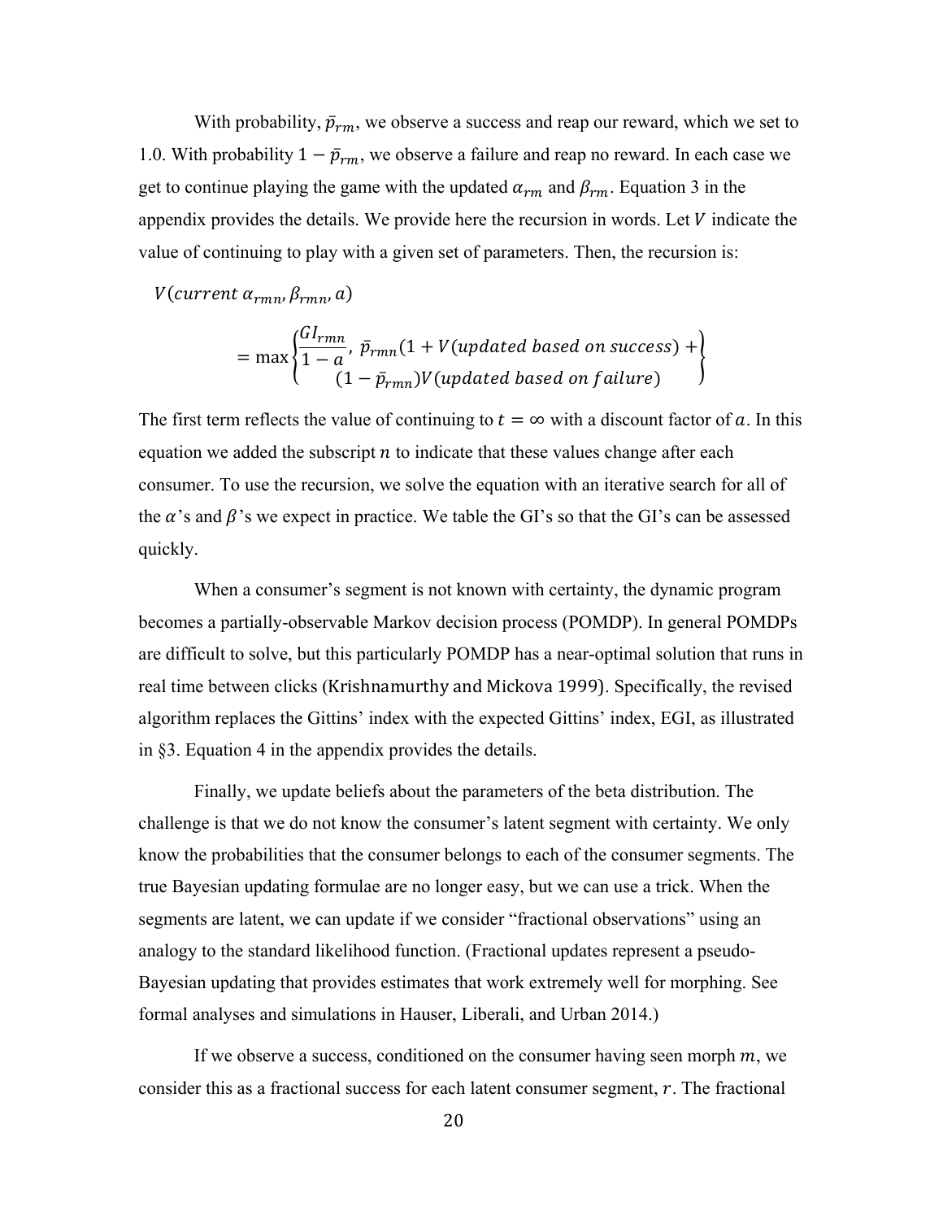With probability, $\bar{p}_{rm}$, we observe a success and reap our reward, which we set to 1.0. With probability $1 - \bar{p}_{rm}$, we observe a failure and reap no reward. In each case we get to continue playing the game with the updated $\alpha_{rm}$ and $\beta_{rm}$. Equation 3 in the appendix provides the details. We provide here the recursion in words. Let $V$ indicate the value of continuing to play with a given set of parameters. Then, the recursion is:

$$V(current\ \alpha_{rmn}, \beta_{rmn}, a)$$

$$= \max \left\{ \begin{matrix} \dfrac{GI_{rmn}}{1-a},\ \bar{p}_{rmn}(1 + V(updated\ based\ on\ success) + \\ (1 - \bar{p}_{rmn})V(updated\ based\ on\ failure) \end{matrix} \right\}$$

The first term reflects the value of continuing to $t = \infty$ with a discount factor of $a$. In this equation we added the subscript $n$ to indicate that these values change after each consumer. To use the recursion, we solve the equation with an iterative search for all of the $\alpha$'s and $\beta$'s we expect in practice. We table the GI's so that the GI's can be assessed quickly.

When a consumer's segment is not known with certainty, the dynamic program becomes a partially-observable Markov decision process (POMDP). In general POMDPs are difficult to solve, but this particularly POMDP has a near-optimal solution that runs in real time between clicks (Krishnamurthy and Mickova 1999). Specifically, the revised algorithm replaces the Gittins' index with the expected Gittins' index, EGI, as illustrated in §3. Equation 4 in the appendix provides the details.

Finally, we update beliefs about the parameters of the beta distribution. The challenge is that we do not know the consumer's latent segment with certainty. We only know the probabilities that the consumer belongs to each of the consumer segments. The true Bayesian updating formulae are no longer easy, but we can use a trick. When the segments are latent, we can update if we consider "fractional observations" using an analogy to the standard likelihood function. (Fractional updates represent a pseudo-Bayesian updating that provides estimates that work extremely well for morphing. See formal analyses and simulations in Hauser, Liberali, and Urban 2014.)

If we observe a success, conditioned on the consumer having seen morph $m$, we consider this as a fractional success for each latent consumer segment, $r$. The fractional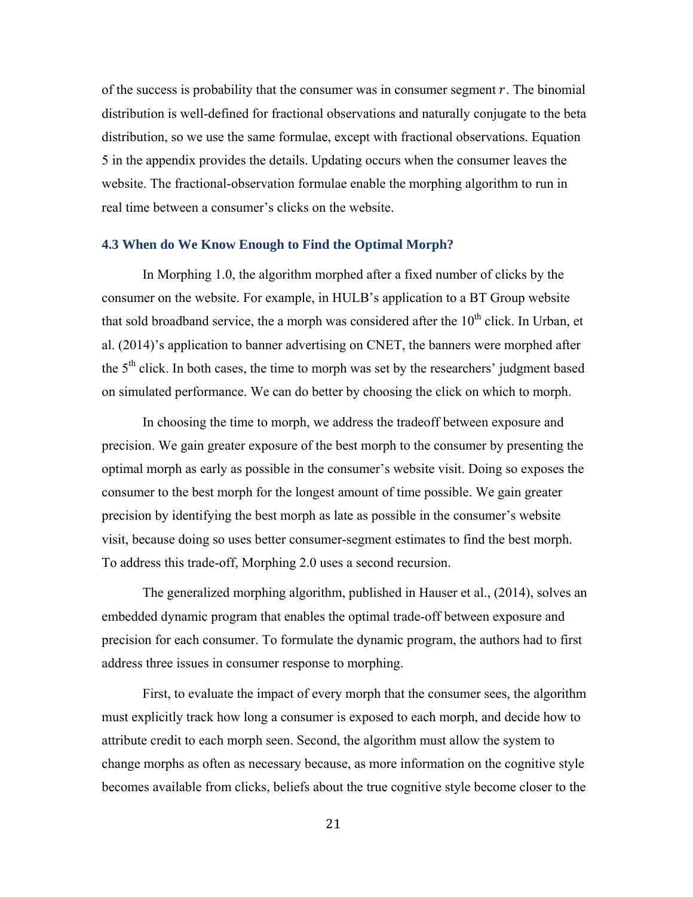of the success is probability that the consumer was in consumer segment $r$. The binomial distribution is well-defined for fractional observations and naturally conjugate to the beta distribution, so we use the same formulae, except with fractional observations. Equation 5 in the appendix provides the details. Updating occurs when the consumer leaves the website. The fractional-observation formulae enable the morphing algorithm to run in real time between a consumer's clicks on the website.

### 4.3 When do We Know Enough to Find the Optimal Morph?

In Morphing 1.0, the algorithm morphed after a fixed number of clicks by the consumer on the website. For example, in HULB's application to a BT Group website that sold broadband service, the a morph was considered after the 10th click. In Urban, et al. (2014)'s application to banner advertising on CNET, the banners were morphed after the 5th click. In both cases, the time to morph was set by the researchers' judgment based on simulated performance. We can do better by choosing the click on which to morph.

In choosing the time to morph, we address the tradeoff between exposure and precision. We gain greater exposure of the best morph to the consumer by presenting the optimal morph as early as possible in the consumer's website visit. Doing so exposes the consumer to the best morph for the longest amount of time possible. We gain greater precision by identifying the best morph as late as possible in the consumer's website visit, because doing so uses better consumer-segment estimates to find the best morph. To address this trade-off, Morphing 2.0 uses a second recursion.

The generalized morphing algorithm, published in Hauser et al., (2014), solves an embedded dynamic program that enables the optimal trade-off between exposure and precision for each consumer. To formulate the dynamic program, the authors had to first address three issues in consumer response to morphing.

First, to evaluate the impact of every morph that the consumer sees, the algorithm must explicitly track how long a consumer is exposed to each morph, and decide how to attribute credit to each morph seen. Second, the algorithm must allow the system to change morphs as often as necessary because, as more information on the cognitive style becomes available from clicks, beliefs about the true cognitive style become closer to the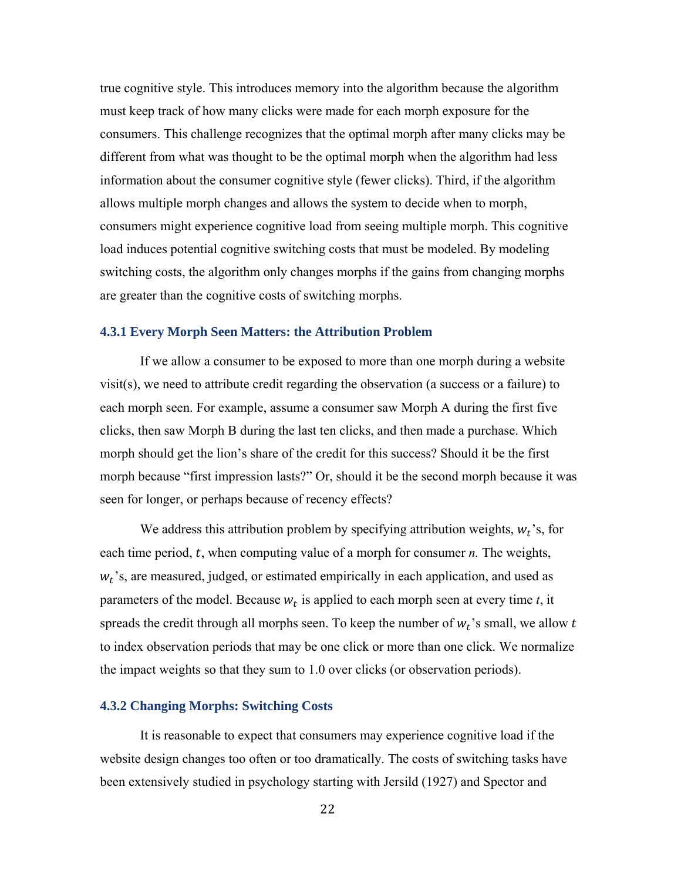true cognitive style. This introduces memory into the algorithm because the algorithm must keep track of how many clicks were made for each morph exposure for the consumers. This challenge recognizes that the optimal morph after many clicks may be different from what was thought to be the optimal morph when the algorithm had less information about the consumer cognitive style (fewer clicks). Third, if the algorithm allows multiple morph changes and allows the system to decide when to morph, consumers might experience cognitive load from seeing multiple morph. This cognitive load induces potential cognitive switching costs that must be modeled. By modeling switching costs, the algorithm only changes morphs if the gains from changing morphs are greater than the cognitive costs of switching morphs.

### 4.3.1 Every Morph Seen Matters: the Attribution Problem

If we allow a consumer to be exposed to more than one morph during a website visit(s), we need to attribute credit regarding the observation (a success or a failure) to each morph seen. For example, assume a consumer saw Morph A during the first five clicks, then saw Morph B during the last ten clicks, and then made a purchase. Which morph should get the lion's share of the credit for this success? Should it be the first morph because "first impression lasts?" Or, should it be the second morph because it was seen for longer, or perhaps because of recency effects?

We address this attribution problem by specifying attribution weights, $w_t$'s, for each time period, $t$, when computing value of a morph for consumer *n.* The weights, $w_t$'s, are measured, judged, or estimated empirically in each application, and used as parameters of the model. Because $w_t$ is applied to each morph seen at every time *t*, it spreads the credit through all morphs seen. To keep the number of $w_t$'s small, we allow $t$ to index observation periods that may be one click or more than one click. We normalize the impact weights so that they sum to 1.0 over clicks (or observation periods).

### 4.3.2 Changing Morphs: Switching Costs

It is reasonable to expect that consumers may experience cognitive load if the website design changes too often or too dramatically. The costs of switching tasks have been extensively studied in psychology starting with Jersild (1927) and Spector and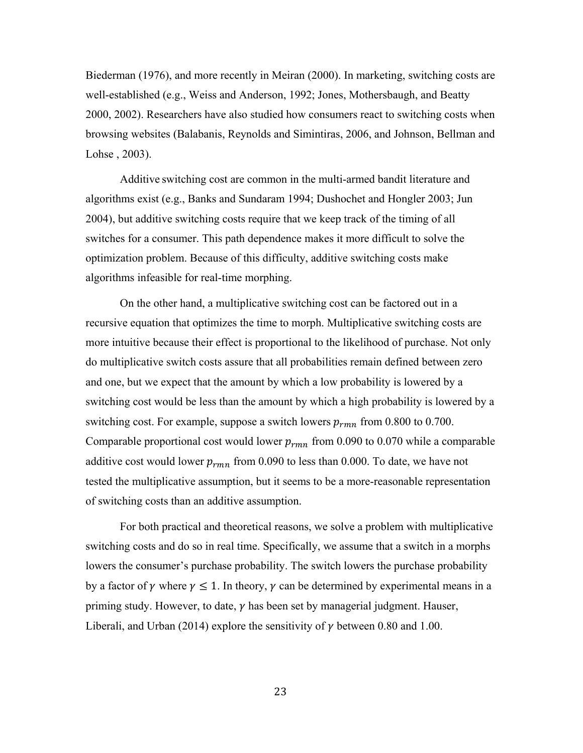Biederman (1976), and more recently in Meiran (2000). In marketing, switching costs are well-established (e.g., Weiss and Anderson, 1992; Jones, Mothersbaugh, and Beatty 2000, 2002). Researchers have also studied how consumers react to switching costs when browsing websites (Balabanis, Reynolds and Simintiras, 2006, and Johnson, Bellman and Lohse , 2003).

Additive switching cost are common in the multi-armed bandit literature and algorithms exist (e.g., Banks and Sundaram 1994; Dushochet and Hongler 2003; Jun 2004), but additive switching costs require that we keep track of the timing of all switches for a consumer. This path dependence makes it more difficult to solve the optimization problem. Because of this difficulty, additive switching costs make algorithms infeasible for real-time morphing.

On the other hand, a multiplicative switching cost can be factored out in a recursive equation that optimizes the time to morph. Multiplicative switching costs are more intuitive because their effect is proportional to the likelihood of purchase. Not only do multiplicative switch costs assure that all probabilities remain defined between zero and one, but we expect that the amount by which a low probability is lowered by a switching cost would be less than the amount by which a high probability is lowered by a switching cost. For example, suppose a switch lowers $p_{rmn}$ from 0.800 to 0.700. Comparable proportional cost would lower $p_{rmn}$ from 0.090 to 0.070 while a comparable additive cost would lower $p_{rmn}$ from 0.090 to less than 0.000. To date, we have not tested the multiplicative assumption, but it seems to be a more-reasonable representation of switching costs than an additive assumption.

For both practical and theoretical reasons, we solve a problem with multiplicative switching costs and do so in real time. Specifically, we assume that a switch in a morphs lowers the consumer's purchase probability. The switch lowers the purchase probability by a factor of $\gamma$ where $\gamma \leq 1$. In theory, $\gamma$ can be determined by experimental means in a priming study. However, to date, $\gamma$ has been set by managerial judgment. Hauser, Liberali, and Urban (2014) explore the sensitivity of $\gamma$ between 0.80 and 1.00.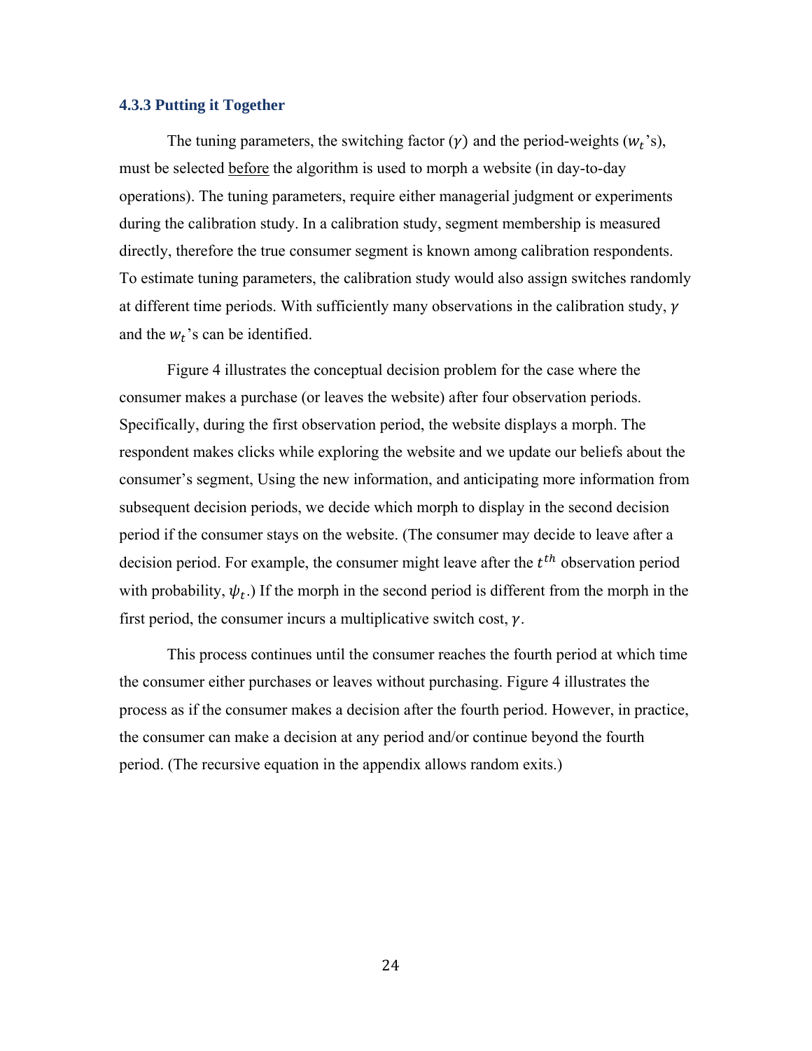### 4.3.3 Putting it Together

The tuning parameters, the switching factor ($\gamma$) and the period-weights ($w_t$'s), must be selected before the algorithm is used to morph a website (in day-to-day operations). The tuning parameters, require either managerial judgment or experiments during the calibration study. In a calibration study, segment membership is measured directly, therefore the true consumer segment is known among calibration respondents. To estimate tuning parameters, the calibration study would also assign switches randomly at different time periods. With sufficiently many observations in the calibration study, $\gamma$ and the $w_t$'s can be identified.

Figure 4 illustrates the conceptual decision problem for the case where the consumer makes a purchase (or leaves the website) after four observation periods. Specifically, during the first observation period, the website displays a morph. The respondent makes clicks while exploring the website and we update our beliefs about the consumer's segment, Using the new information, and anticipating more information from subsequent decision periods, we decide which morph to display in the second decision period if the consumer stays on the website. (The consumer may decide to leave after a decision period. For example, the consumer might leave after the $t^{th}$ observation period with probability, $\psi_t$.) If the morph in the second period is different from the morph in the first period, the consumer incurs a multiplicative switch cost, $\gamma$.

This process continues until the consumer reaches the fourth period at which time the consumer either purchases or leaves without purchasing. Figure 4 illustrates the process as if the consumer makes a decision after the fourth period. However, in practice, the consumer can make a decision at any period and/or continue beyond the fourth period. (The recursive equation in the appendix allows random exits.)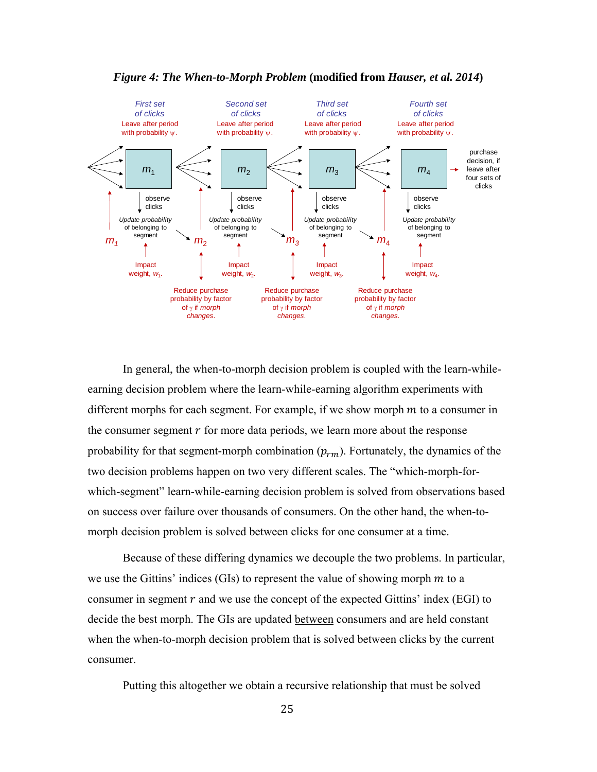***Figure 4: The When-to-Morph Problem*** **(modified from *Hauser, et al. 2014*)**

First set of clicks — Leave after period with probability $\psi$.

Second set of clicks — Leave after period with probability $\psi$.

Third set of clicks — Leave after period with probability $\psi$.

Fourth set of clicks — Leave after period with probability $\psi$.

$m_1$, $m_2$, $m_3$, $m_4$ — observe clicks — Update probability of belonging to segment — Impact weight, $w_1$. / Impact weight, $w_2$. / Impact weight, $w_3$. / Impact weight, $w_4$.

Reduce purchase probability by factor of $\gamma$ if *morph changes*.

purchase decision, if leave after four sets of clicks

In general, the when-to-morph decision problem is coupled with the learn-while-earning decision problem where the learn-while-earning algorithm experiments with different morphs for each segment. For example, if we show morph $m$ to a consumer in the consumer segment $r$ for more data periods, we learn more about the response probability for that segment-morph combination ($p_{rm}$). Fortunately, the dynamics of the two decision problems happen on two very different scales. The "which-morph-for-which-segment" learn-while-earning decision problem is solved from observations based on success over failure over thousands of consumers. On the other hand, the when-to-morph decision problem is solved between clicks for one consumer at a time.

Because of these differing dynamics we decouple the two problems. In particular, we use the Gittins' indices (GIs) to represent the value of showing morph $m$ to a consumer in segment $r$ and we use the concept of the expected Gittins' index (EGI) to decide the best morph. The GIs are updated between consumers and are held constant when the when-to-morph decision problem that is solved between clicks by the current consumer.

Putting this altogether we obtain a recursive relationship that must be solved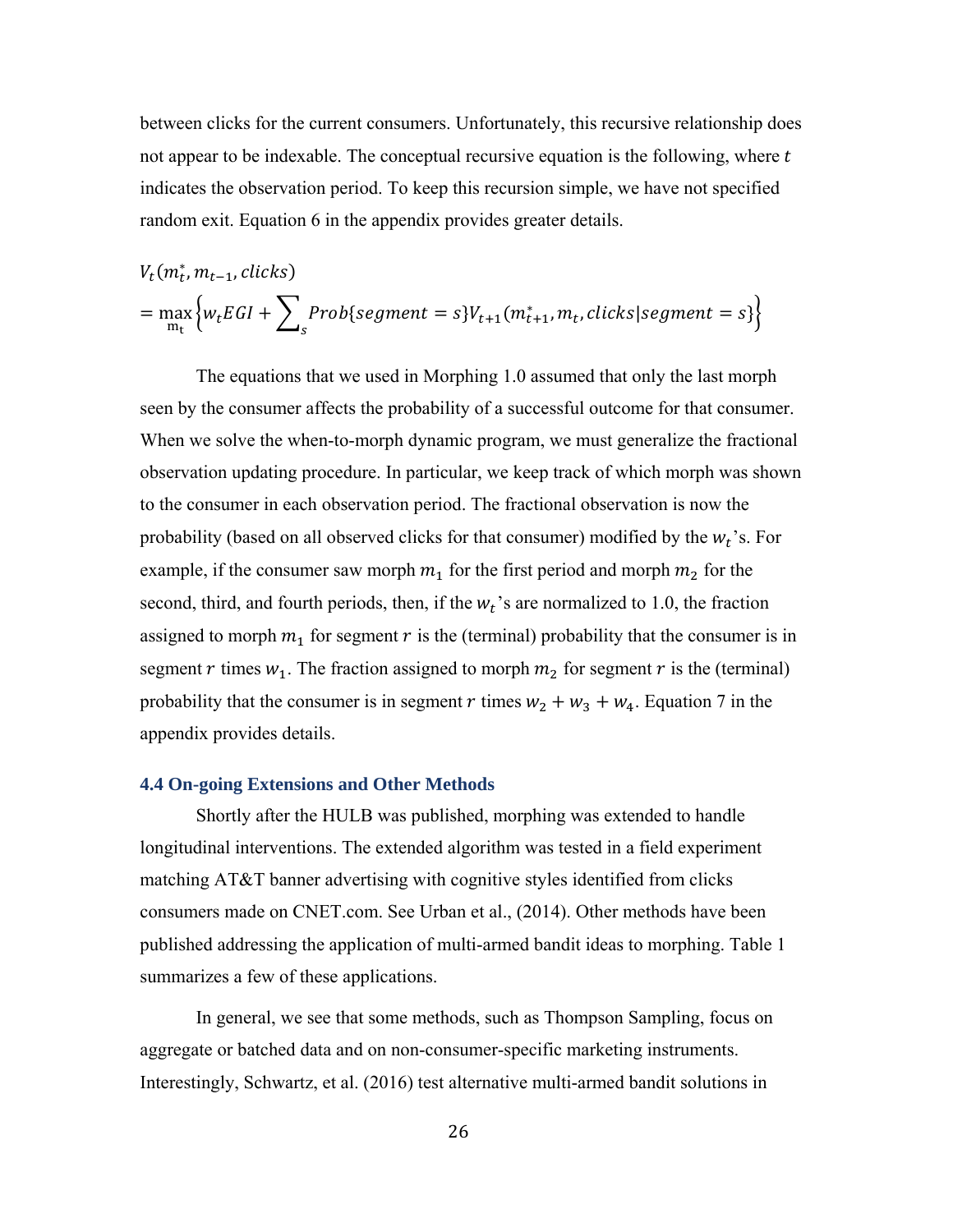between clicks for the current consumers. Unfortunately, this recursive relationship does not appear to be indexable. The conceptual recursive equation is the following, where $t$ indicates the observation period. To keep this recursion simple, we have not specified random exit. Equation 6 in the appendix provides greater details.

$$V_t(m_t^*, m_{t-1}, clicks)$$
$$= \max_{\mathrm{m_t}} \left\{ w_t EGI + \sum_s Prob\{segment = s\} V_{t+1}(m_{t+1}^*, m_t, clicks | segment = s\} \right\}$$

The equations that we used in Morphing 1.0 assumed that only the last morph seen by the consumer affects the probability of a successful outcome for that consumer. When we solve the when-to-morph dynamic program, we must generalize the fractional observation updating procedure. In particular, we keep track of which morph was shown to the consumer in each observation period. The fractional observation is now the probability (based on all observed clicks for that consumer) modified by the $w_t$'s. For example, if the consumer saw morph $m_1$ for the first period and morph $m_2$ for the second, third, and fourth periods, then, if the $w_t$'s are normalized to 1.0, the fraction assigned to morph $m_1$ for segment $r$ is the (terminal) probability that the consumer is in segment $r$ times $w_1$. The fraction assigned to morph $m_2$ for segment $r$ is the (terminal) probability that the consumer is in segment $r$ times $w_2 + w_3 + w_4$. Equation 7 in the appendix provides details.

### 4.4 On-going Extensions and Other Methods

Shortly after the HULB was published, morphing was extended to handle longitudinal interventions. The extended algorithm was tested in a field experiment matching AT&T banner advertising with cognitive styles identified from clicks consumers made on CNET.com. See Urban et al., (2014). Other methods have been published addressing the application of multi-armed bandit ideas to morphing. Table 1 summarizes a few of these applications.

In general, we see that some methods, such as Thompson Sampling, focus on aggregate or batched data and on non-consumer-specific marketing instruments. Interestingly, Schwartz, et al. (2016) test alternative multi-armed bandit solutions in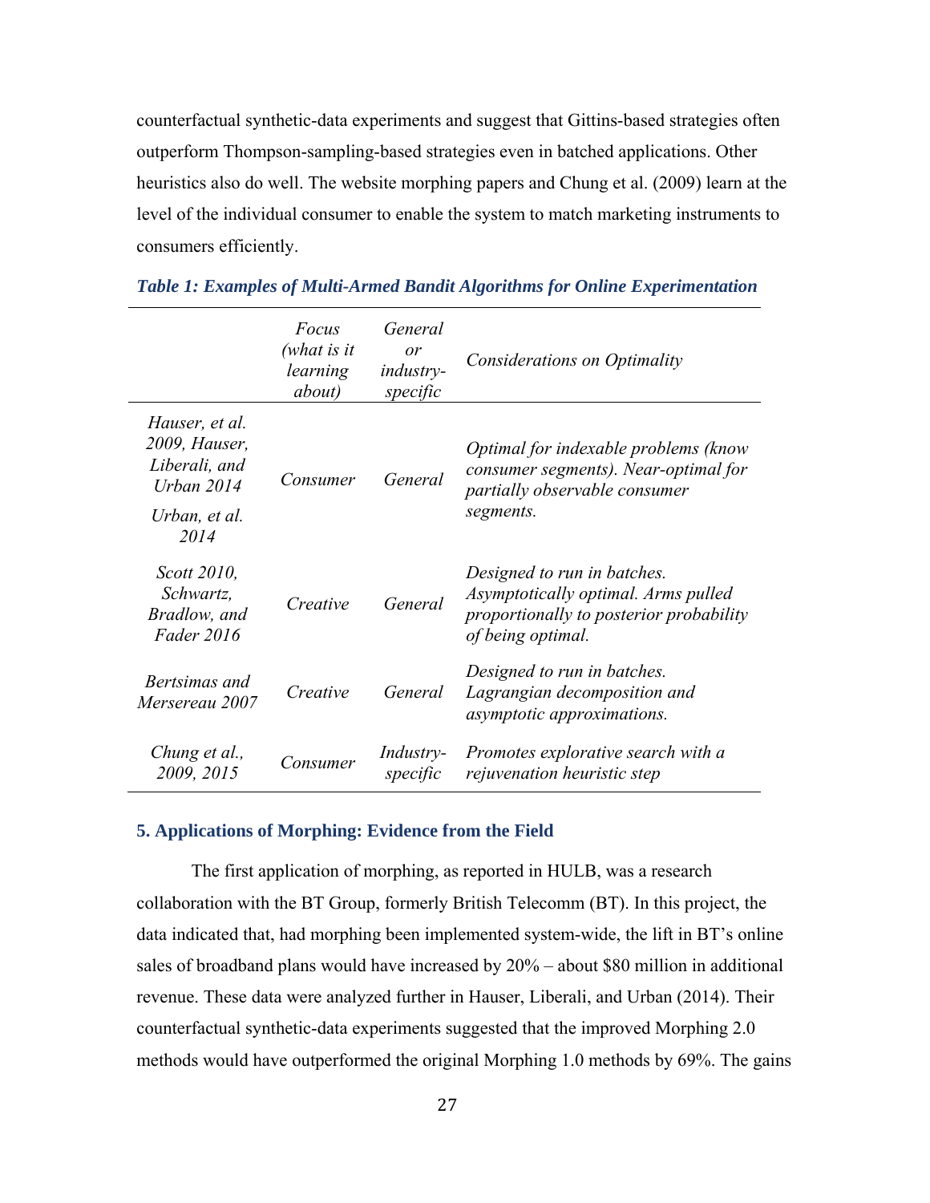counterfactual synthetic-data experiments and suggest that Gittins-based strategies often outperform Thompson-sampling-based strategies even in batched applications. Other heuristics also do well. The website morphing papers and Chung et al. (2009) learn at the level of the individual consumer to enable the system to match marketing instruments to consumers efficiently.

***Table 1: Examples of Multi-Armed Bandit Algorithms for Online Experimentation***

| | *Focus (what is it learning about)* | *General or industry-specific* | *Considerations on Optimality* |
|---|---|---|---|
| *Hauser, et al. 2009, Hauser, Liberali, and Urban 2014*<br>*Urban, et al. 2014* | *Consumer* | *General* | *Optimal for indexable problems (know consumer segments). Near-optimal for partially observable consumer segments.* |
| *Scott 2010, Schwartz, Bradlow, and Fader 2016* | *Creative* | *General* | *Designed to run in batches. Asymptotically optimal. Arms pulled proportionally to posterior probability of being optimal.* |
| *Bertsimas and Mersereau 2007* | *Creative* | *General* | *Designed to run in batches. Lagrangian decomposition and asymptotic approximations.* |
| *Chung et al., 2009, 2015* | *Consumer* | *Industry-specific* | *Promotes explorative search with a rejuvenation heuristic step* |

## 5. Applications of Morphing: Evidence from the Field

The first application of morphing, as reported in HULB, was a research collaboration with the BT Group, formerly British Telecomm (BT). In this project, the data indicated that, had morphing been implemented system-wide, the lift in BT's online sales of broadband plans would have increased by 20% – about $80 million in additional revenue. These data were analyzed further in Hauser, Liberali, and Urban (2014). Their counterfactual synthetic-data experiments suggested that the improved Morphing 2.0 methods would have outperformed the original Morphing 1.0 methods by 69%. The gains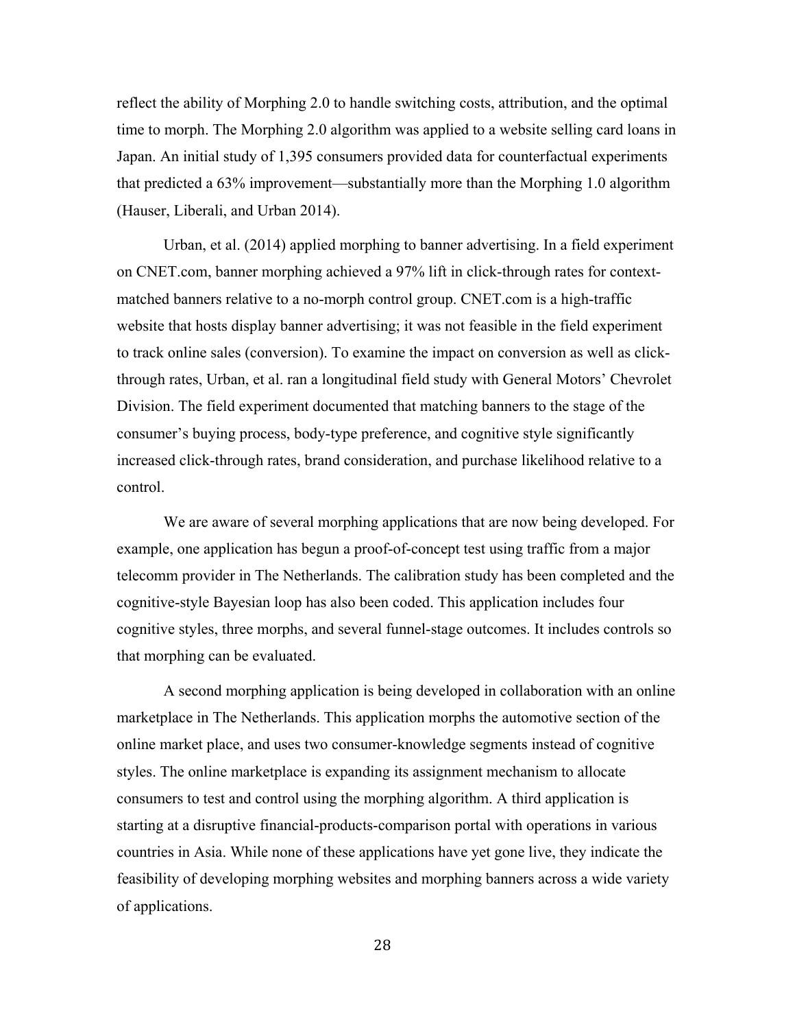reflect the ability of Morphing 2.0 to handle switching costs, attribution, and the optimal time to morph. The Morphing 2.0 algorithm was applied to a website selling card loans in Japan. An initial study of 1,395 consumers provided data for counterfactual experiments that predicted a 63% improvement—substantially more than the Morphing 1.0 algorithm (Hauser, Liberali, and Urban 2014).

Urban, et al. (2014) applied morphing to banner advertising. In a field experiment on CNET.com, banner morphing achieved a 97% lift in click-through rates for context-matched banners relative to a no-morph control group. CNET.com is a high-traffic website that hosts display banner advertising; it was not feasible in the field experiment to track online sales (conversion). To examine the impact on conversion as well as click-through rates, Urban, et al. ran a longitudinal field study with General Motors' Chevrolet Division. The field experiment documented that matching banners to the stage of the consumer's buying process, body-type preference, and cognitive style significantly increased click-through rates, brand consideration, and purchase likelihood relative to a control.

We are aware of several morphing applications that are now being developed. For example, one application has begun a proof-of-concept test using traffic from a major telecomm provider in The Netherlands. The calibration study has been completed and the cognitive-style Bayesian loop has also been coded. This application includes four cognitive styles, three morphs, and several funnel-stage outcomes. It includes controls so that morphing can be evaluated.

A second morphing application is being developed in collaboration with an online marketplace in The Netherlands. This application morphs the automotive section of the online market place, and uses two consumer-knowledge segments instead of cognitive styles. The online marketplace is expanding its assignment mechanism to allocate consumers to test and control using the morphing algorithm. A third application is starting at a disruptive financial-products-comparison portal with operations in various countries in Asia. While none of these applications have yet gone live, they indicate the feasibility of developing morphing websites and morphing banners across a wide variety of applications.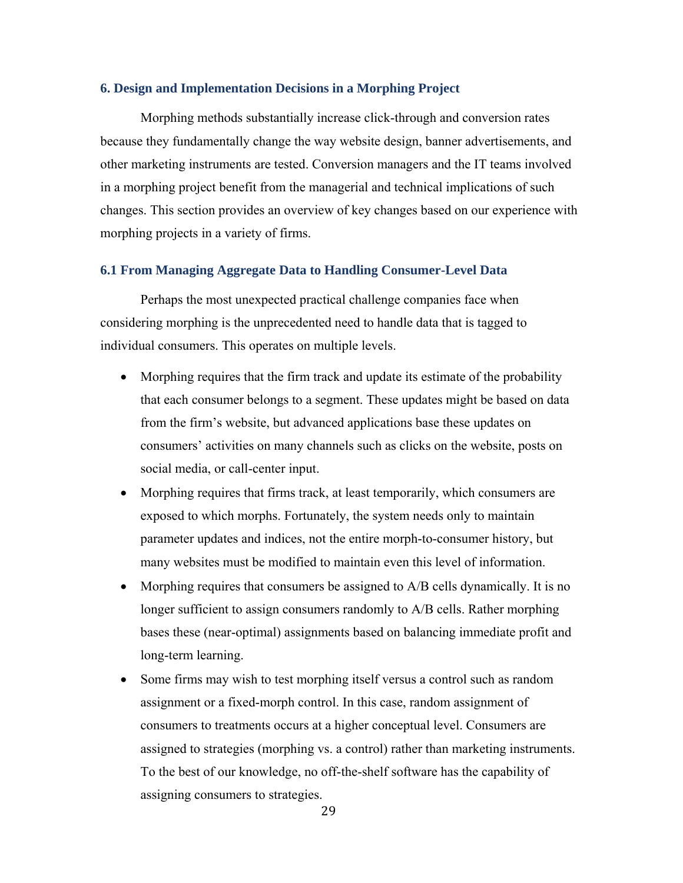## 6. Design and Implementation Decisions in a Morphing Project

Morphing methods substantially increase click-through and conversion rates because they fundamentally change the way website design, banner advertisements, and other marketing instruments are tested. Conversion managers and the IT teams involved in a morphing project benefit from the managerial and technical implications of such changes. This section provides an overview of key changes based on our experience with morphing projects in a variety of firms.

### 6.1 From Managing Aggregate Data to Handling Consumer-Level Data

Perhaps the most unexpected practical challenge companies face when considering morphing is the unprecedented need to handle data that is tagged to individual consumers. This operates on multiple levels.

- Morphing requires that the firm track and update its estimate of the probability that each consumer belongs to a segment. These updates might be based on data from the firm's website, but advanced applications base these updates on consumers' activities on many channels such as clicks on the website, posts on social media, or call-center input.
- Morphing requires that firms track, at least temporarily, which consumers are exposed to which morphs. Fortunately, the system needs only to maintain parameter updates and indices, not the entire morph-to-consumer history, but many websites must be modified to maintain even this level of information.
- Morphing requires that consumers be assigned to A/B cells dynamically. It is no longer sufficient to assign consumers randomly to A/B cells. Rather morphing bases these (near-optimal) assignments based on balancing immediate profit and long-term learning.
- Some firms may wish to test morphing itself versus a control such as random assignment or a fixed-morph control. In this case, random assignment of consumers to treatments occurs at a higher conceptual level. Consumers are assigned to strategies (morphing vs. a control) rather than marketing instruments. To the best of our knowledge, no off-the-shelf software has the capability of assigning consumers to strategies.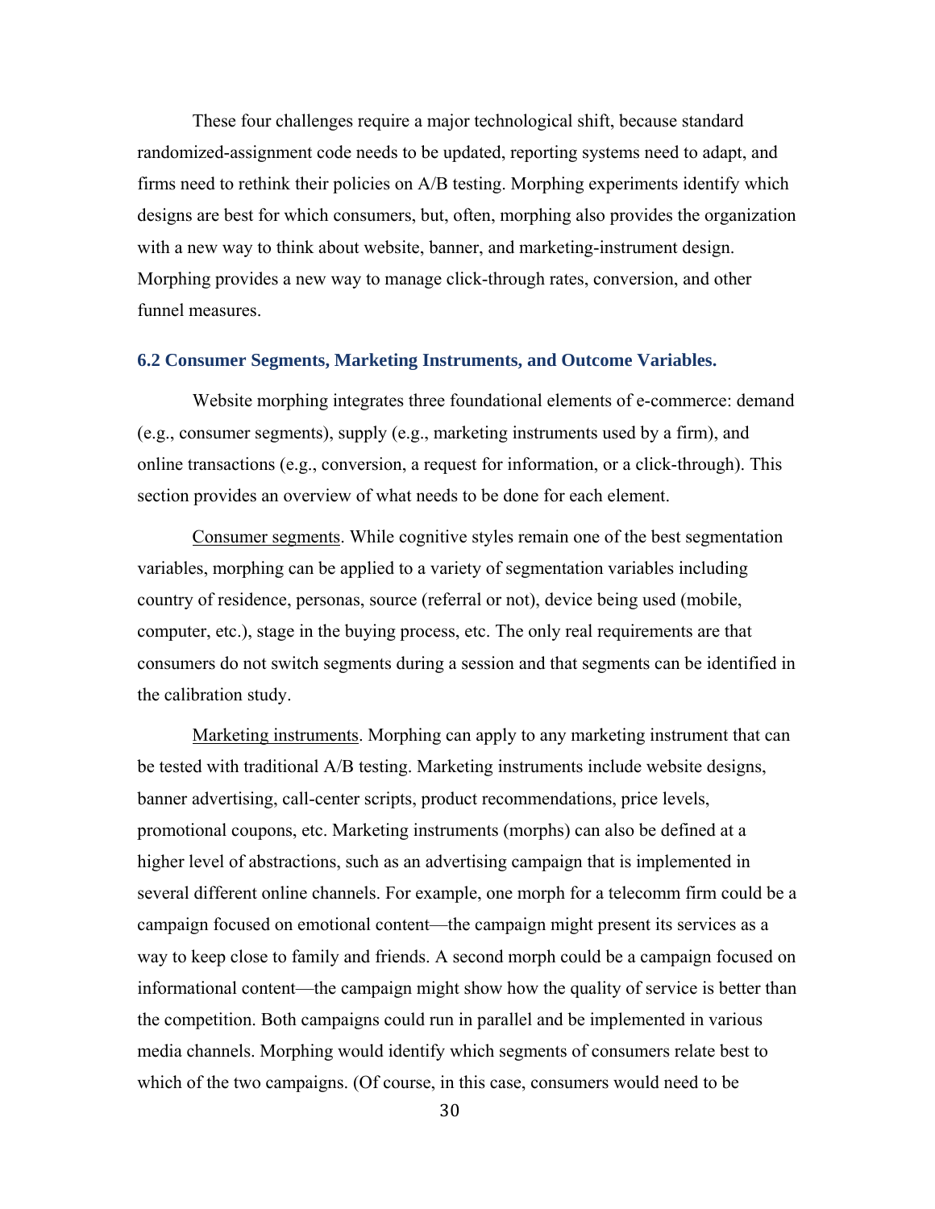These four challenges require a major technological shift, because standard randomized-assignment code needs to be updated, reporting systems need to adapt, and firms need to rethink their policies on A/B testing. Morphing experiments identify which designs are best for which consumers, but, often, morphing also provides the organization with a new way to think about website, banner, and marketing-instrument design. Morphing provides a new way to manage click-through rates, conversion, and other funnel measures.

### 6.2 Consumer Segments, Marketing Instruments, and Outcome Variables.

Website morphing integrates three foundational elements of e-commerce: demand (e.g., consumer segments), supply (e.g., marketing instruments used by a firm), and online transactions (e.g., conversion, a request for information, or a click-through). This section provides an overview of what needs to be done for each element.

<u>Consumer segments</u>. While cognitive styles remain one of the best segmentation variables, morphing can be applied to a variety of segmentation variables including country of residence, personas, source (referral or not), device being used (mobile, computer, etc.), stage in the buying process, etc. The only real requirements are that consumers do not switch segments during a session and that segments can be identified in the calibration study.

<u>Marketing instruments</u>. Morphing can apply to any marketing instrument that can be tested with traditional A/B testing. Marketing instruments include website designs, banner advertising, call-center scripts, product recommendations, price levels, promotional coupons, etc. Marketing instruments (morphs) can also be defined at a higher level of abstractions, such as an advertising campaign that is implemented in several different online channels. For example, one morph for a telecomm firm could be a campaign focused on emotional content—the campaign might present its services as a way to keep close to family and friends. A second morph could be a campaign focused on informational content—the campaign might show how the quality of service is better than the competition. Both campaigns could run in parallel and be implemented in various media channels. Morphing would identify which segments of consumers relate best to which of the two campaigns. (Of course, in this case, consumers would need to be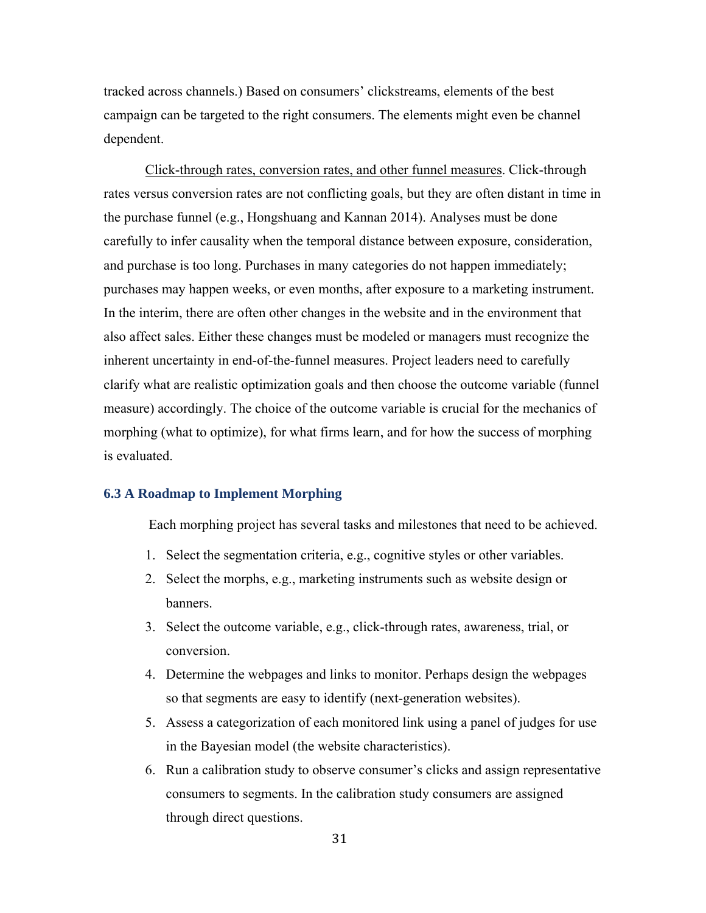tracked across channels.) Based on consumers' clickstreams, elements of the best campaign can be targeted to the right consumers. The elements might even be channel dependent.

<u>Click-through rates, conversion rates, and other funnel measures</u>. Click-through rates versus conversion rates are not conflicting goals, but they are often distant in time in the purchase funnel (e.g., Hongshuang and Kannan 2014). Analyses must be done carefully to infer causality when the temporal distance between exposure, consideration, and purchase is too long. Purchases in many categories do not happen immediately; purchases may happen weeks, or even months, after exposure to a marketing instrument. In the interim, there are often other changes in the website and in the environment that also affect sales. Either these changes must be modeled or managers must recognize the inherent uncertainty in end-of-the-funnel measures. Project leaders need to carefully clarify what are realistic optimization goals and then choose the outcome variable (funnel measure) accordingly. The choice of the outcome variable is crucial for the mechanics of morphing (what to optimize), for what firms learn, and for how the success of morphing is evaluated.

### 6.3 A Roadmap to Implement Morphing

Each morphing project has several tasks and milestones that need to be achieved.

1. Select the segmentation criteria, e.g., cognitive styles or other variables.
2. Select the morphs, e.g., marketing instruments such as website design or banners.
3. Select the outcome variable, e.g., click-through rates, awareness, trial, or conversion.
4. Determine the webpages and links to monitor. Perhaps design the webpages so that segments are easy to identify (next-generation websites).
5. Assess a categorization of each monitored link using a panel of judges for use in the Bayesian model (the website characteristics).
6. Run a calibration study to observe consumer's clicks and assign representative consumers to segments. In the calibration study consumers are assigned through direct questions.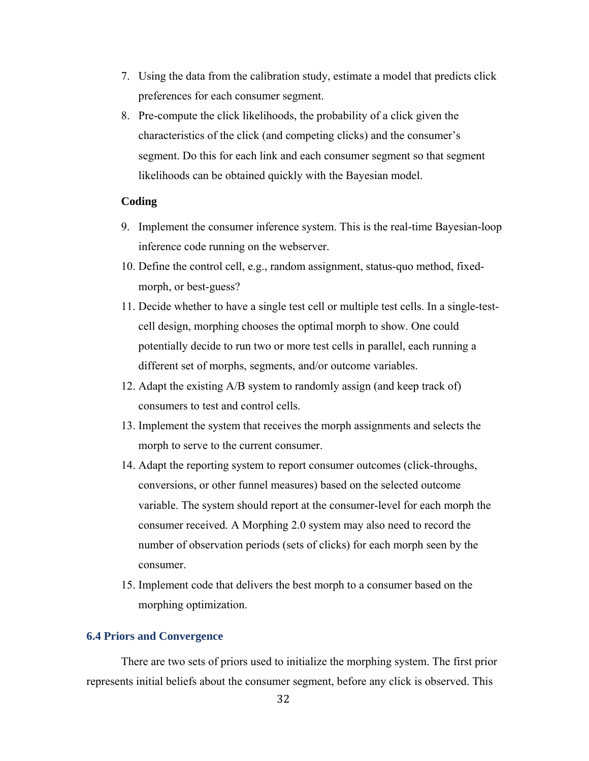7. Using the data from the calibration study, estimate a model that predicts click preferences for each consumer segment.
8. Pre-compute the click likelihoods, the probability of a click given the characteristics of the click (and competing clicks) and the consumer's segment. Do this for each link and each consumer segment so that segment likelihoods can be obtained quickly with the Bayesian model.

**Coding**

9. Implement the consumer inference system. This is the real-time Bayesian-loop inference code running on the webserver.
10. Define the control cell, e.g., random assignment, status-quo method, fixed-morph, or best-guess?
11. Decide whether to have a single test cell or multiple test cells. In a single-test-cell design, morphing chooses the optimal morph to show. One could potentially decide to run two or more test cells in parallel, each running a different set of morphs, segments, and/or outcome variables.
12. Adapt the existing A/B system to randomly assign (and keep track of) consumers to test and control cells.
13. Implement the system that receives the morph assignments and selects the morph to serve to the current consumer.
14. Adapt the reporting system to report consumer outcomes (click-throughs, conversions, or other funnel measures) based on the selected outcome variable. The system should report at the consumer-level for each morph the consumer received. A Morphing 2.0 system may also need to record the number of observation periods (sets of clicks) for each morph seen by the consumer.
15. Implement code that delivers the best morph to a consumer based on the morphing optimization.

## 6.4 Priors and Convergence

There are two sets of priors used to initialize the morphing system. The first prior represents initial beliefs about the consumer segment, before any click is observed. This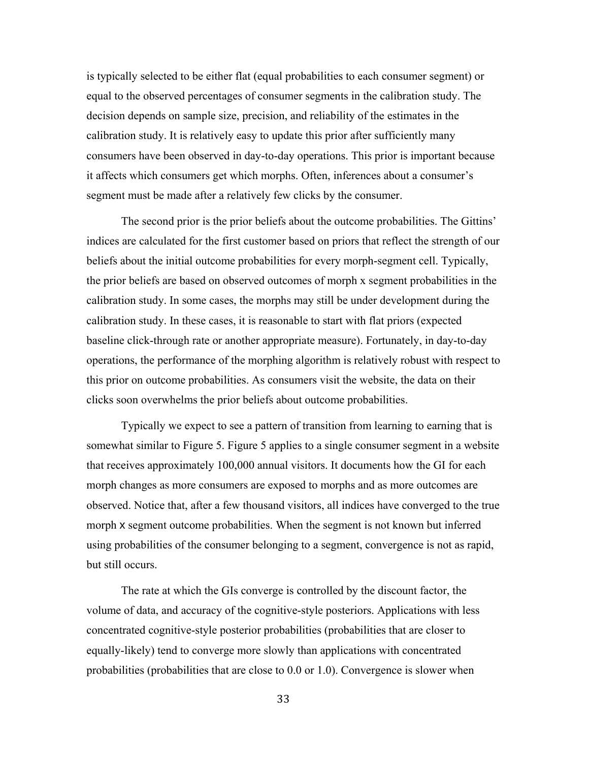is typically selected to be either flat (equal probabilities to each consumer segment) or equal to the observed percentages of consumer segments in the calibration study. The decision depends on sample size, precision, and reliability of the estimates in the calibration study. It is relatively easy to update this prior after sufficiently many consumers have been observed in day-to-day operations. This prior is important because it affects which consumers get which morphs. Often, inferences about a consumer's segment must be made after a relatively few clicks by the consumer.

The second prior is the prior beliefs about the outcome probabilities. The Gittins' indices are calculated for the first customer based on priors that reflect the strength of our beliefs about the initial outcome probabilities for every morph-segment cell. Typically, the prior beliefs are based on observed outcomes of morph x segment probabilities in the calibration study. In some cases, the morphs may still be under development during the calibration study. In these cases, it is reasonable to start with flat priors (expected baseline click-through rate or another appropriate measure). Fortunately, in day-to-day operations, the performance of the morphing algorithm is relatively robust with respect to this prior on outcome probabilities. As consumers visit the website, the data on their clicks soon overwhelms the prior beliefs about outcome probabilities.

Typically we expect to see a pattern of transition from learning to earning that is somewhat similar to Figure 5. Figure 5 applies to a single consumer segment in a website that receives approximately 100,000 annual visitors. It documents how the GI for each morph changes as more consumers are exposed to morphs and as more outcomes are observed. Notice that, after a few thousand visitors, all indices have converged to the true morph x segment outcome probabilities. When the segment is not known but inferred using probabilities of the consumer belonging to a segment, convergence is not as rapid, but still occurs.

The rate at which the GIs converge is controlled by the discount factor, the volume of data, and accuracy of the cognitive-style posteriors. Applications with less concentrated cognitive-style posterior probabilities (probabilities that are closer to equally-likely) tend to converge more slowly than applications with concentrated probabilities (probabilities that are close to 0.0 or 1.0). Convergence is slower when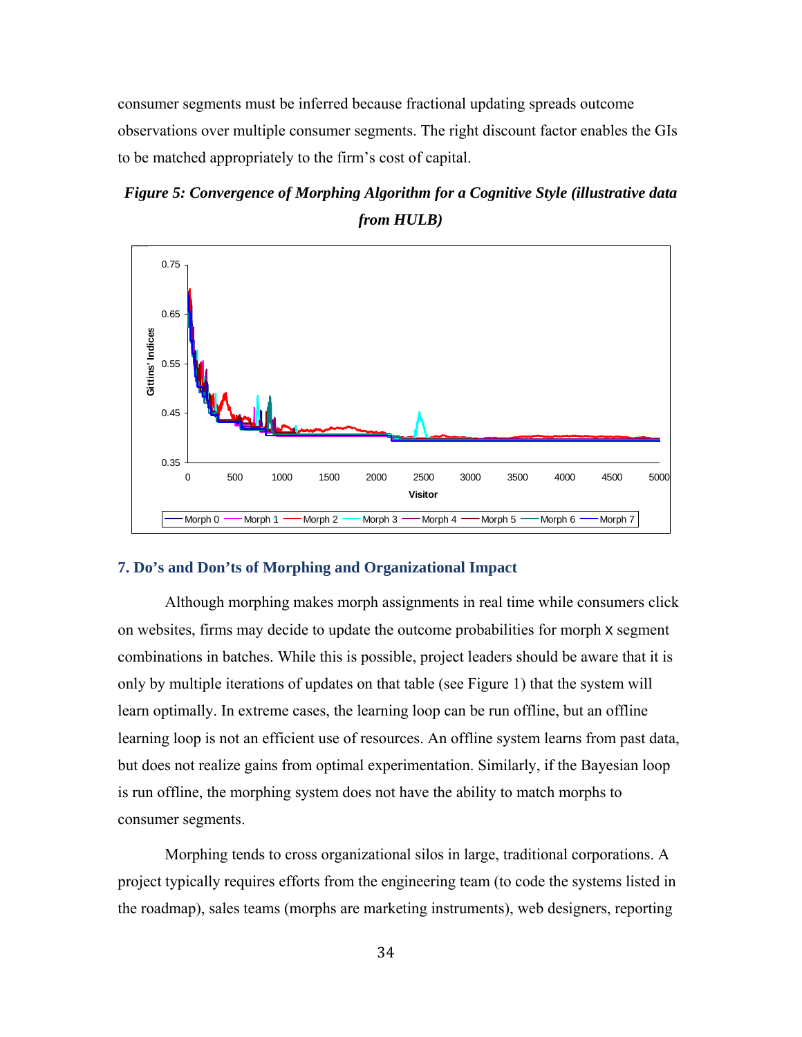consumer segments must be inferred because fractional updating spreads outcome observations over multiple consumer segments. The right discount factor enables the GIs to be matched appropriately to the firm's cost of capital.

***Figure 5: Convergence of Morphing Algorithm for a Cognitive Style (illustrative data from HULB)***

## 7. Do's and Don'ts of Morphing and Organizational Impact

Although morphing makes morph assignments in real time while consumers click on websites, firms may decide to update the outcome probabilities for morph x segment combinations in batches. While this is possible, project leaders should be aware that it is only by multiple iterations of updates on that table (see Figure 1) that the system will learn optimally. In extreme cases, the learning loop can be run offline, but an offline learning loop is not an efficient use of resources. An offline system learns from past data, but does not realize gains from optimal experimentation. Similarly, if the Bayesian loop is run offline, the morphing system does not have the ability to match morphs to consumer segments.

Morphing tends to cross organizational silos in large, traditional corporations. A project typically requires efforts from the engineering team (to code the systems listed in the roadmap), sales teams (morphs are marketing instruments), web designers, reporting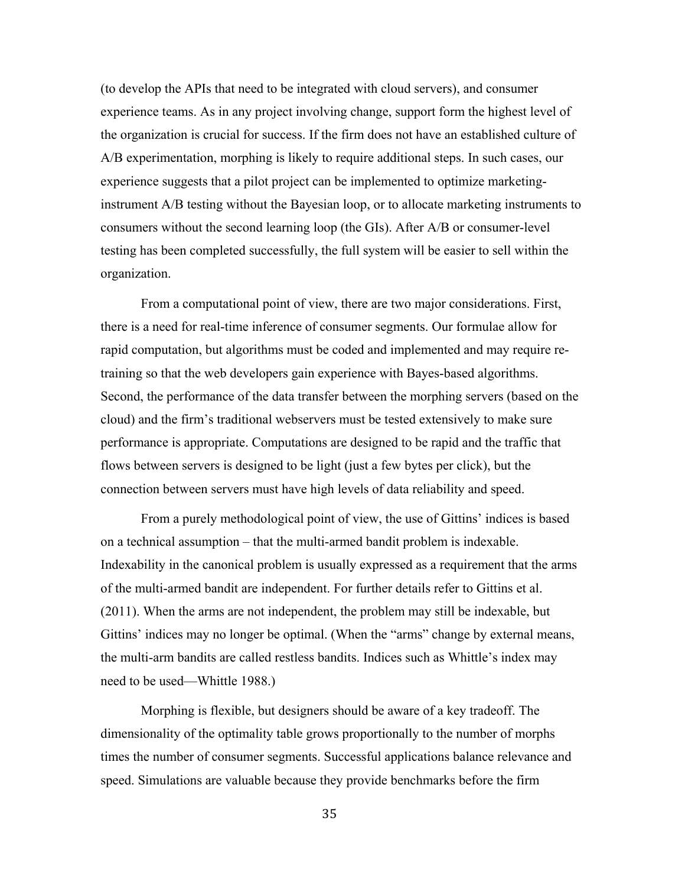(to develop the APIs that need to be integrated with cloud servers), and consumer experience teams. As in any project involving change, support form the highest level of the organization is crucial for success. If the firm does not have an established culture of A/B experimentation, morphing is likely to require additional steps. In such cases, our experience suggests that a pilot project can be implemented to optimize marketing-instrument A/B testing without the Bayesian loop, or to allocate marketing instruments to consumers without the second learning loop (the GIs). After A/B or consumer-level testing has been completed successfully, the full system will be easier to sell within the organization.

From a computational point of view, there are two major considerations. First, there is a need for real-time inference of consumer segments. Our formulae allow for rapid computation, but algorithms must be coded and implemented and may require re-training so that the web developers gain experience with Bayes-based algorithms. Second, the performance of the data transfer between the morphing servers (based on the cloud) and the firm's traditional webservers must be tested extensively to make sure performance is appropriate. Computations are designed to be rapid and the traffic that flows between servers is designed to be light (just a few bytes per click), but the connection between servers must have high levels of data reliability and speed.

From a purely methodological point of view, the use of Gittins' indices is based on a technical assumption – that the multi-armed bandit problem is indexable. Indexability in the canonical problem is usually expressed as a requirement that the arms of the multi-armed bandit are independent. For further details refer to Gittins et al. (2011). When the arms are not independent, the problem may still be indexable, but Gittins' indices may no longer be optimal. (When the "arms" change by external means, the multi-arm bandits are called restless bandits. Indices such as Whittle's index may need to be used—Whittle 1988.)

Morphing is flexible, but designers should be aware of a key tradeoff. The dimensionality of the optimality table grows proportionally to the number of morphs times the number of consumer segments. Successful applications balance relevance and speed. Simulations are valuable because they provide benchmarks before the firm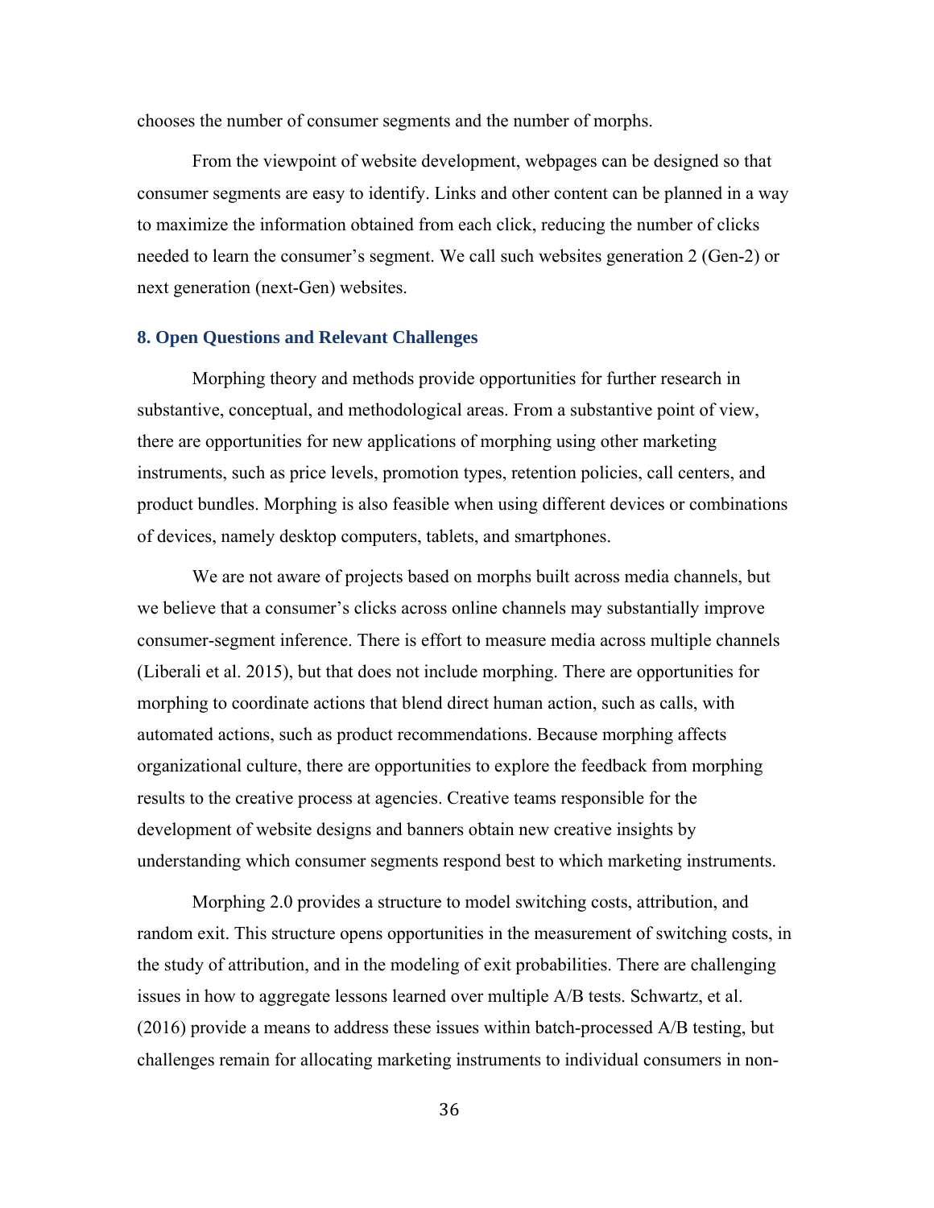chooses the number of consumer segments and the number of morphs.

From the viewpoint of website development, webpages can be designed so that consumer segments are easy to identify. Links and other content can be planned in a way to maximize the information obtained from each click, reducing the number of clicks needed to learn the consumer's segment. We call such websites generation 2 (Gen-2) or next generation (next-Gen) websites.

## 8. Open Questions and Relevant Challenges

Morphing theory and methods provide opportunities for further research in substantive, conceptual, and methodological areas. From a substantive point of view, there are opportunities for new applications of morphing using other marketing instruments, such as price levels, promotion types, retention policies, call centers, and product bundles. Morphing is also feasible when using different devices or combinations of devices, namely desktop computers, tablets, and smartphones.

We are not aware of projects based on morphs built across media channels, but we believe that a consumer's clicks across online channels may substantially improve consumer-segment inference. There is effort to measure media across multiple channels (Liberali et al. 2015), but that does not include morphing. There are opportunities for morphing to coordinate actions that blend direct human action, such as calls, with automated actions, such as product recommendations. Because morphing affects organizational culture, there are opportunities to explore the feedback from morphing results to the creative process at agencies. Creative teams responsible for the development of website designs and banners obtain new creative insights by understanding which consumer segments respond best to which marketing instruments.

Morphing 2.0 provides a structure to model switching costs, attribution, and random exit. This structure opens opportunities in the measurement of switching costs, in the study of attribution, and in the modeling of exit probabilities. There are challenging issues in how to aggregate lessons learned over multiple A/B tests. Schwartz, et al. (2016) provide a means to address these issues within batch-processed A/B testing, but challenges remain for allocating marketing instruments to individual consumers in non-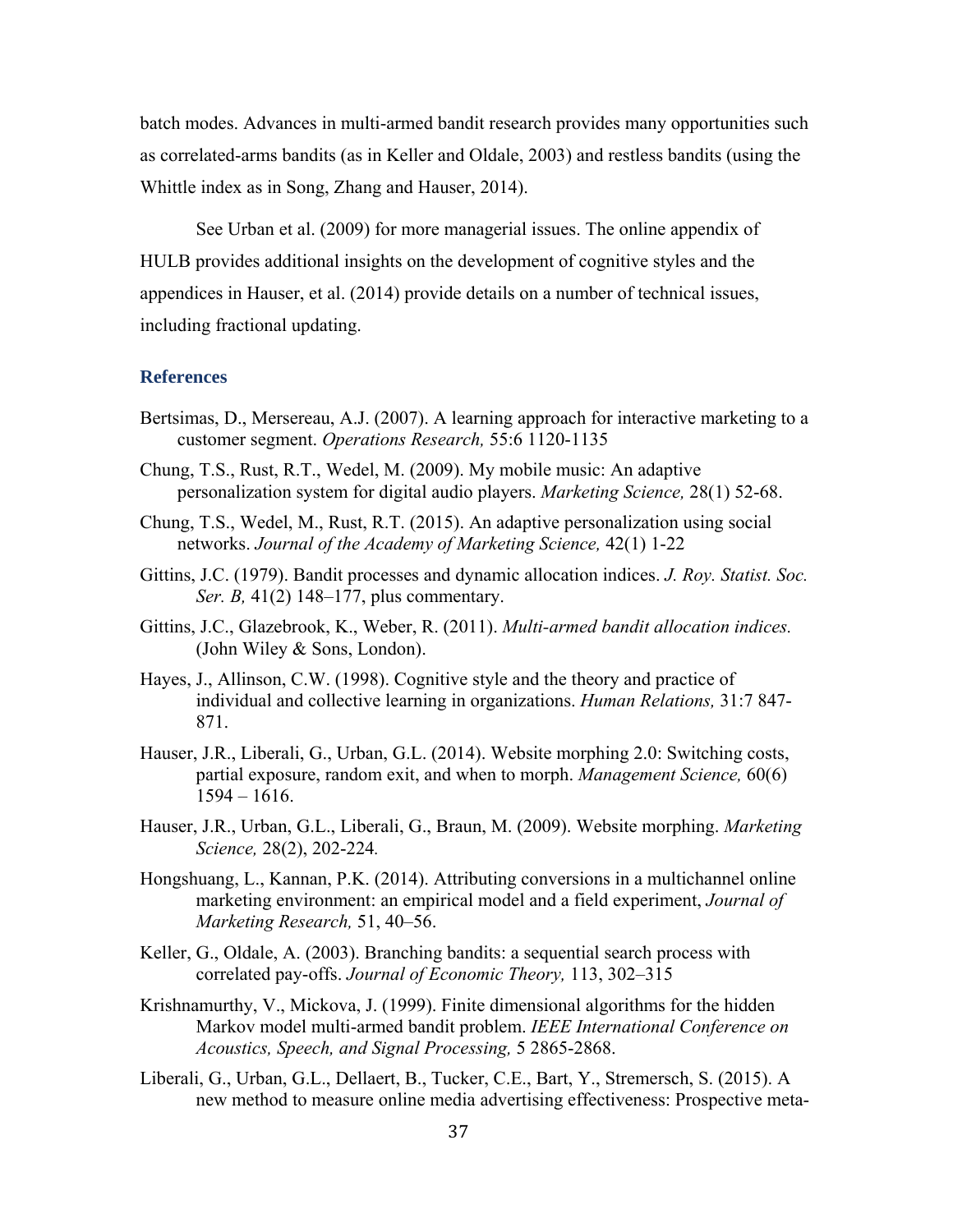batch modes. Advances in multi-armed bandit research provides many opportunities such as correlated-arms bandits (as in Keller and Oldale, 2003) and restless bandits (using the Whittle index as in Song, Zhang and Hauser, 2014).

See Urban et al. (2009) for more managerial issues. The online appendix of HULB provides additional insights on the development of cognitive styles and the appendices in Hauser, et al. (2014) provide details on a number of technical issues, including fractional updating.

## References

Bertsimas, D., Mersereau, A.J. (2007). A learning approach for interactive marketing to a customer segment. *Operations Research,* 55:6 1120-1135

Chung, T.S., Rust, R.T., Wedel, M. (2009). My mobile music: An adaptive personalization system for digital audio players. *Marketing Science,* 28(1) 52-68.

Chung, T.S., Wedel, M., Rust, R.T. (2015). An adaptive personalization using social networks. *Journal of the Academy of Marketing Science,* 42(1) 1-22

Gittins, J.C. (1979). Bandit processes and dynamic allocation indices. *J. Roy. Statist. Soc. Ser. B,* 41(2) 148–177, plus commentary.

Gittins, J.C., Glazebrook, K., Weber, R. (2011). *Multi-armed bandit allocation indices.* (John Wiley & Sons, London).

Hayes, J., Allinson, C.W. (1998). Cognitive style and the theory and practice of individual and collective learning in organizations. *Human Relations,* 31:7 847-871.

Hauser, J.R., Liberali, G., Urban, G.L. (2014). Website morphing 2.0: Switching costs, partial exposure, random exit, and when to morph. *Management Science,* 60(6) 1594 – 1616.

Hauser, J.R., Urban, G.L., Liberali, G., Braun, M. (2009). Website morphing. *Marketing Science,* 28(2), 202-224.

Hongshuang, L., Kannan, P.K. (2014). Attributing conversions in a multichannel online marketing environment: an empirical model and a field experiment, *Journal of Marketing Research,* 51, 40–56.

Keller, G., Oldale, A. (2003). Branching bandits: a sequential search process with correlated pay-offs. *Journal of Economic Theory,* 113, 302–315

Krishnamurthy, V., Mickova, J. (1999). Finite dimensional algorithms for the hidden Markov model multi-armed bandit problem. *IEEE International Conference on Acoustics, Speech, and Signal Processing,* 5 2865-2868.

Liberali, G., Urban, G.L., Dellaert, B., Tucker, C.E., Bart, Y., Stremersch, S. (2015). A new method to measure online media advertising effectiveness: Prospective meta-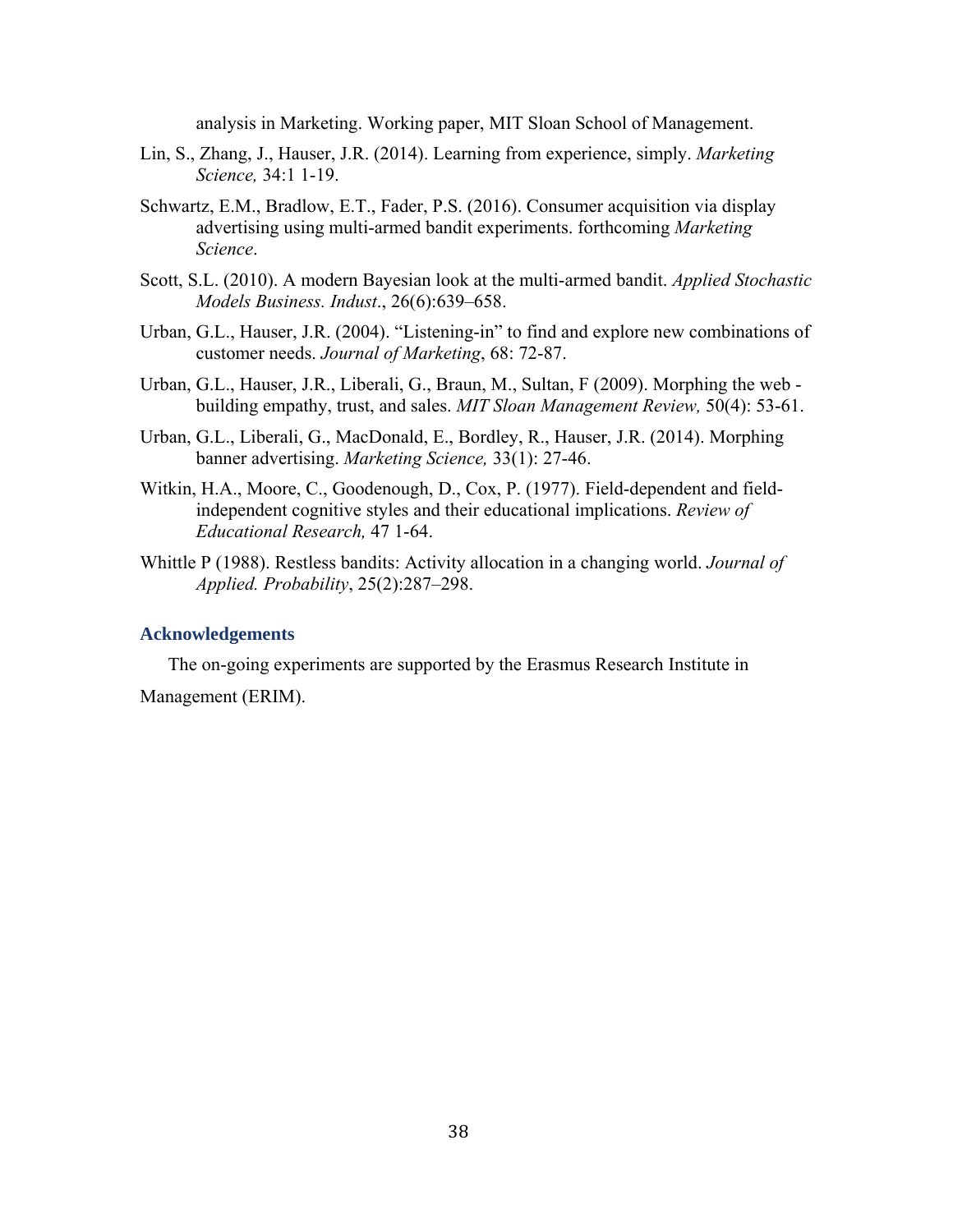analysis in Marketing. Working paper, MIT Sloan School of Management.

Lin, S., Zhang, J., Hauser, J.R. (2014). Learning from experience, simply. *Marketing Science,* 34:1 1-19.

Schwartz, E.M., Bradlow, E.T., Fader, P.S. (2016). Consumer acquisition via display advertising using multi-armed bandit experiments. forthcoming *Marketing Science*.

Scott, S.L. (2010). A modern Bayesian look at the multi-armed bandit. *Applied Stochastic Models Business. Indust*., 26(6):639–658.

Urban, G.L., Hauser, J.R. (2004). "Listening-in" to find and explore new combinations of customer needs. *Journal of Marketing*, 68: 72-87.

Urban, G.L., Hauser, J.R., Liberali, G., Braun, M., Sultan, F (2009). Morphing the web - building empathy, trust, and sales. *MIT Sloan Management Review,* 50(4): 53-61.

Urban, G.L., Liberali, G., MacDonald, E., Bordley, R., Hauser, J.R. (2014). Morphing banner advertising. *Marketing Science,* 33(1): 27-46.

Witkin, H.A., Moore, C., Goodenough, D., Cox, P. (1977). Field-dependent and field-independent cognitive styles and their educational implications. *Review of Educational Research,* 47 1-64.

Whittle P (1988). Restless bandits: Activity allocation in a changing world. *Journal of Applied. Probability*, 25(2):287–298.

### Acknowledgements

The on-going experiments are supported by the Erasmus Research Institute in Management (ERIM).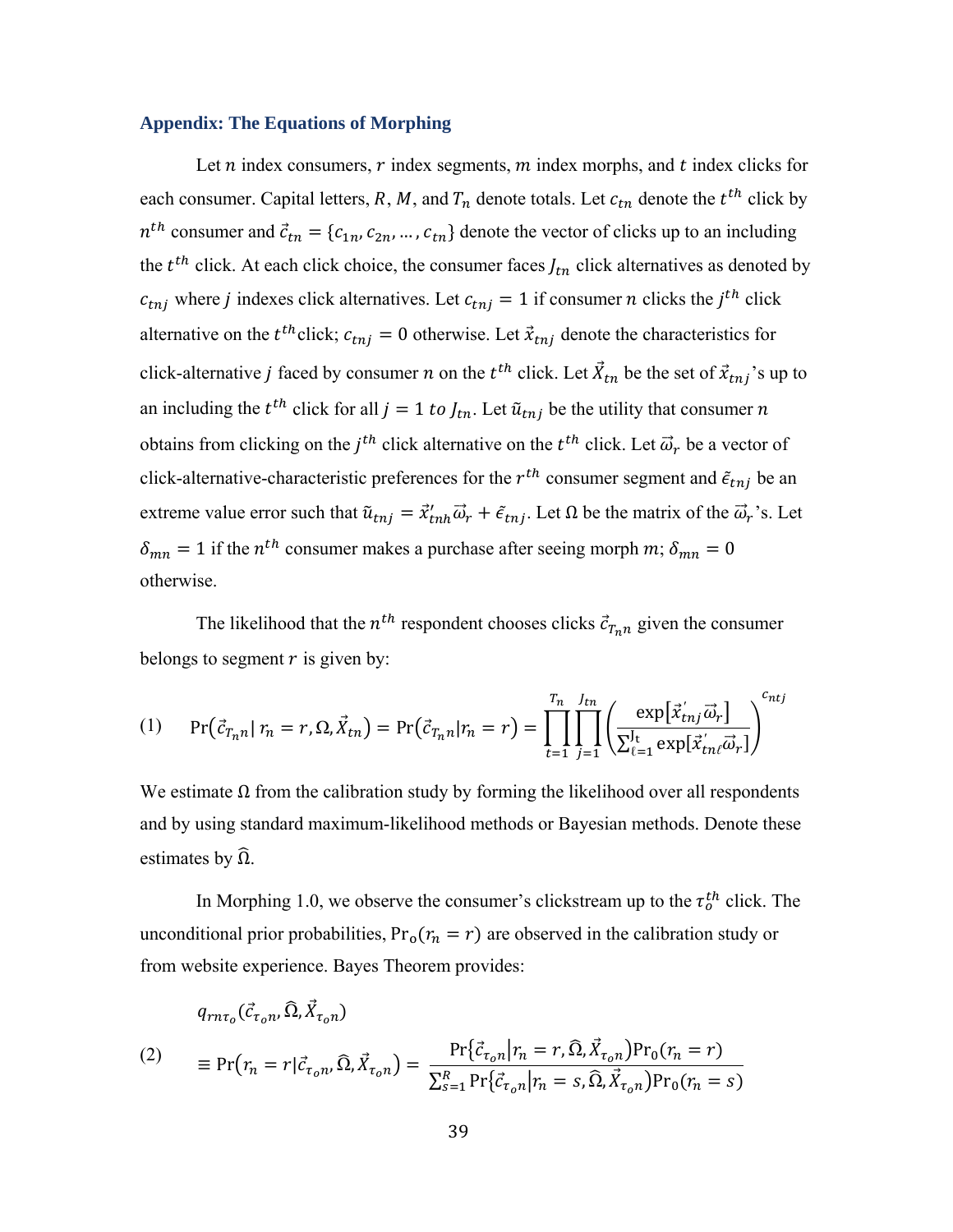### Appendix: The Equations of Morphing

Let $n$ index consumers, $r$ index segments, $m$ index morphs, and $t$ index clicks for each consumer. Capital letters, $R$, $M$, and $T_n$ denote totals. Let $c_{tn}$ denote the $t^{th}$ click by $n^{th}$ consumer and $\vec{c}_{tn} = \{c_{1n}, c_{2n}, \ldots, c_{tn}\}$ denote the vector of clicks up to an including the $t^{th}$ click. At each click choice, the consumer faces $J_{tn}$ click alternatives as denoted by $c_{tnj}$ where $j$ indexes click alternatives. Let $c_{tnj} = 1$ if consumer $n$ clicks the $j^{th}$ click alternative on the $t^{th}$click; $c_{tnj} = 0$ otherwise. Let $\vec{x}_{tnj}$ denote the characteristics for click-alternative $j$ faced by consumer $n$ on the $t^{th}$ click. Let $\vec{X}_{tn}$ be the set of $\vec{x}_{tnj}$'s up to an including the $t^{th}$ click for all $j = 1\ to\ J_{tn}$. Let $\tilde{u}_{tnj}$ be the utility that consumer $n$ obtains from clicking on the $j^{th}$ click alternative on the $t^{th}$ click. Let $\vec{\omega}_r$ be a vector of click-alternative-characteristic preferences for the $r^{th}$ consumer segment and $\tilde{\varepsilon}_{tnj}$ be an extreme value error such that $\tilde{u}_{tnj} = \vec{x}'_{tnh}\vec{\omega}_r + \tilde{\varepsilon}_{tnj}$. Let $\Omega$ be the matrix of the $\vec{\omega}_r$'s. Let $\delta_{mn} = 1$ if the $n^{th}$ consumer makes a purchase after seeing morph $m$; $\delta_{mn} = 0$ otherwise.

The likelihood that the $n^{th}$ respondent chooses clicks $\vec{c}_{T_n n}$ given the consumer belongs to segment $r$ is given by:

$$\text{(1)} \qquad \Pr\left(\vec{c}_{T_n n} \mid r_n = r, \Omega, \vec{X}_{tn}\right) = \Pr\left(\vec{c}_{T_n n} \mid r_n = r\right) = \prod_{t=1}^{T_n} \prod_{j=1}^{J_{tn}} \left( \frac{\exp[\vec{x}'_{tnj}\vec{\omega}_r]}{\sum_{\ell=1}^{J_t} \exp[\vec{x}'_{tn\ell}\vec{\omega}_r]} \right)^{c_{ntj}}$$

We estimate $\Omega$ from the calibration study by forming the likelihood over all respondents and by using standard maximum-likelihood methods or Bayesian methods. Denote these estimates by $\widehat{\Omega}$.

In Morphing 1.0, we observe the consumer's clickstream up to the $\tau_o^{th}$ click. The unconditional prior probabilities, $\Pr_0(r_n = r)$ are observed in the calibration study or from website experience. Bayes Theorem provides:

$$\text{(2)} \qquad \begin{aligned} &q_{rn\tau_o}(\vec{c}_{\tau_o n}, \widehat{\Omega}, \vec{X}_{\tau_o n}) \\ &\equiv \Pr\left(r_n = r \mid \vec{c}_{\tau_o n}, \widehat{\Omega}, \vec{X}_{\tau_o n}\right) = \frac{\Pr\{\vec{c}_{\tau_o n} \mid r_n = r, \widehat{\Omega}, \vec{X}_{\tau_o n})\Pr_0(r_n = r)}{\sum_{s=1}^{R} \Pr\{\vec{c}_{\tau_o n} \mid r_n = s, \widehat{\Omega}, \vec{X}_{\tau_o n})\Pr_0(r_n = s)} \end{aligned}$$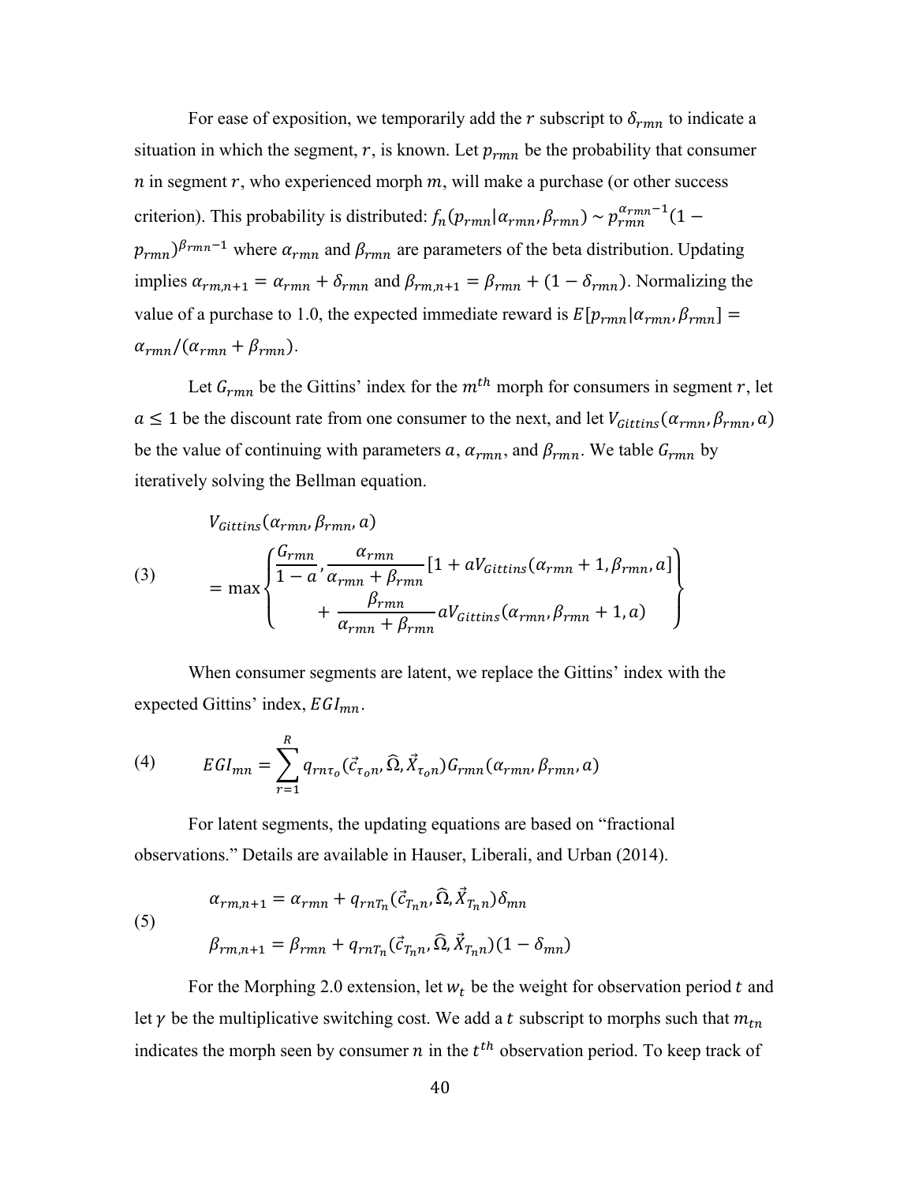For ease of exposition, we temporarily add the $r$ subscript to $\delta_{rmn}$ to indicate a situation in which the segment, $r$, is known. Let $p_{rmn}$ be the probability that consumer $n$ in segment $r$, who experienced morph $m$, will make a purchase (or other success criterion). This probability is distributed: $f_n(p_{rmn}|\alpha_{rmn}, \beta_{rmn}) \sim p_{rmn}^{\alpha_{rmn}-1}(1 - p_{rmn})^{\beta_{rmn}-1}$ where $\alpha_{rmn}$ and $\beta_{rmn}$ are parameters of the beta distribution. Updating implies $\alpha_{rm,n+1} = \alpha_{rmn} + \delta_{rmn}$ and $\beta_{rm,n+1} = \beta_{rmn} + (1 - \delta_{rmn})$. Normalizing the value of a purchase to 1.0, the expected immediate reward is $E[p_{rmn}|\alpha_{rmn}, \beta_{rmn}] = \alpha_{rmn}/(\alpha_{rmn} + \beta_{rmn})$.

Let $G_{rmn}$ be the Gittins' index for the $m^{th}$ morph for consumers in segment $r$, let $a \leq 1$ be the discount rate from one consumer to the next, and let $V_{Gittins}(\alpha_{rmn}, \beta_{rmn}, a)$ be the value of continuing with parameters $a$, $\alpha_{rmn}$, and $\beta_{rmn}$. We table $G_{rmn}$ by iteratively solving the Bellman equation.

$$
\text{(3)} \qquad \begin{aligned} & V_{Gittins}(\alpha_{rmn}, \beta_{rmn}, a) \\ & = \max \left\{ \begin{aligned} \frac{G_{rmn}}{1-a}, \frac{\alpha_{rmn}}{\alpha_{rmn} + \beta_{rmn}} [1 + a V_{Gittins}(\alpha_{rmn} + 1, \beta_{rmn}, a] \\ + \frac{\beta_{rmn}}{\alpha_{rmn} + \beta_{rmn}} a V_{Gittins}(\alpha_{rmn}, \beta_{rmn} + 1, a) \end{aligned} \right\} \end{aligned}
$$

When consumer segments are latent, we replace the Gittins' index with the expected Gittins' index, $EGI_{mn}$.

$$
\text{(4)} \qquad EGI_{mn} = \sum_{r=1}^{R} q_{rn\tau_o}(\vec{c}_{\tau_o n}, \widehat{\Omega}, \vec{X}_{\tau_o n}) G_{rmn}(\alpha_{rmn}, \beta_{rmn}, a)
$$

For latent segments, the updating equations are based on "fractional observations." Details are available in Hauser, Liberali, and Urban (2014).

$$
\text{(5)} \qquad \begin{aligned} \alpha_{rm,n+1} &= \alpha_{rmn} + q_{rnT_n}(\vec{c}_{T_n n}, \widehat{\Omega}, \vec{X}_{T_n n}) \delta_{mn} \\ \beta_{rm,n+1} &= \beta_{rmn} + q_{rnT_n}(\vec{c}_{T_n n}, \widehat{\Omega}, \vec{X}_{T_n n})(1 - \delta_{mn}) \end{aligned}
$$

For the Morphing 2.0 extension, let $w_t$ be the weight for observation period $t$ and let $\gamma$ be the multiplicative switching cost. We add a $t$ subscript to morphs such that $m_{tn}$ indicates the morph seen by consumer $n$ in the $t^{th}$ observation period. To keep track of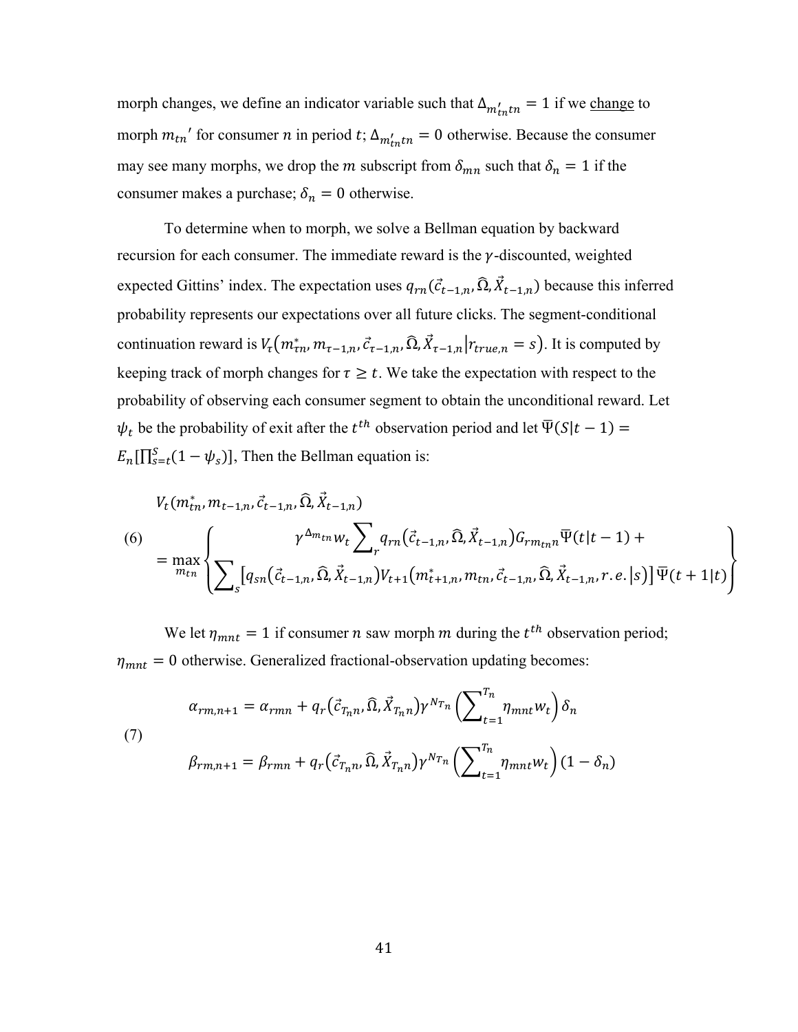morph changes, we define an indicator variable such that $\Delta_{m'_{tn}tn} = 1$ if we change to morph $m_{tn}{}'$ for consumer $n$ in period $t$; $\Delta_{m'_{tn}tn} = 0$ otherwise. Because the consumer may see many morphs, we drop the $m$ subscript from $\delta_{mn}$ such that $\delta_n = 1$ if the consumer makes a purchase; $\delta_n = 0$ otherwise.

To determine when to morph, we solve a Bellman equation by backward recursion for each consumer. The immediate reward is the $\gamma$-discounted, weighted expected Gittins' index. The expectation uses $q_{rn}(\vec{c}_{t-1,n}, \widehat{\Omega}, \vec{X}_{t-1,n})$ because this inferred probability represents our expectations over all future clicks. The segment-conditional continuation reward is $V_\tau(m^*_{\tau n}, m_{\tau-1,n}, \vec{c}_{\tau-1,n}, \widehat{\Omega}, \vec{X}_{\tau-1,n} | r_{true,n} = s)$. It is computed by keeping track of morph changes for $\tau \geq t$. We take the expectation with respect to the probability of observing each consumer segment to obtain the unconditional reward. Let $\psi_t$ be the probability of exit after the $t^{th}$ observation period and let $\overline{\Psi}(S|t-1) = E_n[\prod_{s=t}^{S}(1-\psi_s)]$, Then the Bellman equation is:

$$
(6) \quad
\begin{aligned}
&V_t(m^*_{tn}, m_{t-1,n}, \vec{c}_{t-1,n}, \widehat{\Omega}, \vec{X}_{t-1,n}) \\
&= \max_{m_{tn}} \left\{
\begin{array}{c}
\gamma^{\Delta_{m_{tn}}} w_t \sum_r q_{rn}(\vec{c}_{t-1,n}, \widehat{\Omega}, \vec{X}_{t-1,n}) G_{rm_{tn}n} \overline{\Psi}(t|t-1) + \\
\sum_s \left[ q_{sn}(\vec{c}_{t-1,n}, \widehat{\Omega}, \vec{X}_{t-1,n}) V_{t+1}(m^*_{t+1,n}, m_{tn}, \vec{c}_{t-1,n}, \widehat{\Omega}, \vec{X}_{t-1,n}, r.e.|s) \right] \overline{\Psi}(t+1|t)
\end{array}
\right\}
\end{aligned}
$$

We let $\eta_{mnt} = 1$ if consumer $n$ saw morph $m$ during the $t^{th}$ observation period; $\eta_{mnt} = 0$ otherwise. Generalized fractional-observation updating becomes:

$$
(7) \quad
\begin{aligned}
\alpha_{rm,n+1} &= \alpha_{rmn} + q_r(\vec{c}_{T_n n}, \widehat{\Omega}, \vec{X}_{T_n n}) \gamma^{N_{T_n}} \left( \sum_{t=1}^{T_n} \eta_{mnt} w_t \right) \delta_n \\
\beta_{rm,n+1} &= \beta_{rmn} + q_r(\vec{c}_{T_n n}, \widehat{\Omega}, \vec{X}_{T_n n}) \gamma^{N_{T_n}} \left( \sum_{t=1}^{T_n} \eta_{mnt} w_t \right) (1 - \delta_n)
\end{aligned}
$$